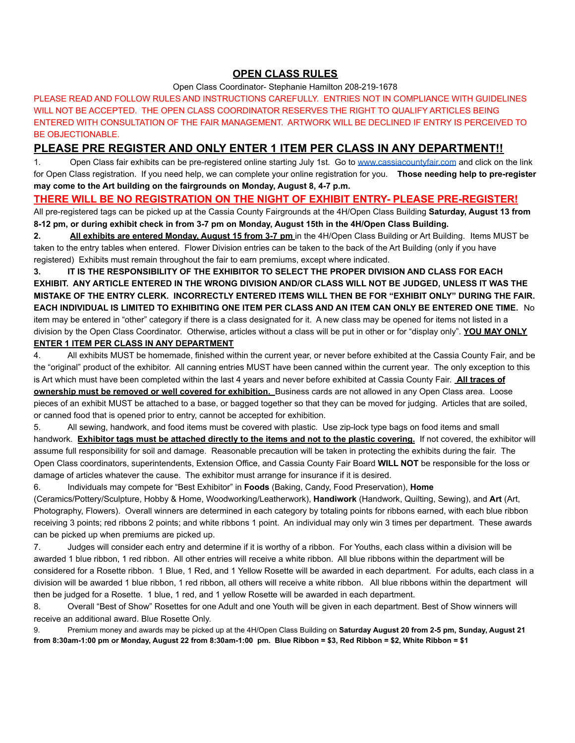# OPEN CLASS RULES

Open Class Coordinator- Stephanie Hamilton 208-219-1678

PLEASE READ AND FOLLOW RULES AND INSTRUCTIONS CAREFULLY. ENTRIES NOT IN COMPLIANCE WITH GUIDELINES WILL NOT BE ACCEPTED. THE OPEN CLASS COORDINATOR RESERVES THE RIGHT TO QUALIFY ARTICLES BEING ENTERED WITH CONSULTATION OF THE FAIR MANAGEMENT. ARTWORK WILL BE DECLINED IF ENTRY IS PERCEIVED TO BE OBJECTIONABLE.

## PLEASE PRE REGISTER AND ONLY ENTER 1 ITEM PER CLASS IN ANY DEPARTMENT!!

1. Open Class fair exhibits can be pre-registered online starting July 1st. Go to www.cassiacountyfair.com and click on the link for Open Class registration. If you need help, we can complete your online registration for you. **Those needing help to pre-register may come to the Art building on the fairgrounds on Monday, August 8, 4-7 p.m.**

**THERE WILL BE NO REGISTRATION ON THE NIGHT OF EXHIBIT ENTRY- PLEASE PRE-REGISTER!**

All pre-registered tags can be picked up at the Cassia County Fairgrounds in the 4H/Open Class Building **Saturday, August 13 from 8-12 pm, or during exhibit check in from 3-7 pm on Monday, August 15th in the 4H/Open Class Building.**

2. **All exhibits are entered Monday, August 15 from 3-7 pm** in the 4H/Open Class Building or Art Building. Items MUST be taken to the entry tables when entered. Flower Division entries can be taken to the back of the Art Building (only if you have registered) Exhibits must remain throughout the fair to earn premiums, except where indicated.

3. **IT IS THE RESPONSIBILITY OF THE EXHIBITOR TO SELECT THE PROPER DIVISION AND CLASS FOR EACH EXHIBIT. ANY ARTICLE ENTERED IN THE WRONG DIVISION AND/OR CLASS WILL NOT BE JUDGED, UNLESS IT WAS THE MISTAKE OF THE ENTRY CLERK. INCORRECTLY ENTERED ITEMS WILL THEN BE FOR "EXHIBIT ONLY" DURING THE FAIR. EACH INDIVIDUAL IS LIMITED TO EXHIBITING ONE ITEM PER CLASS AND AN ITEM CAN ONLY BE ENTERED ONE TIME.** No item may be entered in "other" category if there is a class designated for it. A new class may be opened for items not listed in a division by the Open Class Coordinator. Otherwise, articles without a class will be put in other or for "display only". **YOU MAY ONLY ENTER 1 ITEM PER CLASS IN ANY DEPARTMENT**

4. All exhibits MUST be homemade, finished within the current year, or never before exhibited at the Cassia County Fair, and be the "original" product of the exhibitor. All canning entries MUST have been canned within the current year. The only exception to this is Art which must have been completed within the last 4 years and never before exhibited at Cassia County Fair. **All traces of ownership must be removed or well covered for exhibition.** Business cards are not allowed in any Open Class area. Loose pieces of an exhibit MUST be attached to a base, or bagged together so that they can be moved for judging. Articles that are soiled, or canned food that is opened prior to entry, cannot be accepted for exhibition.

5. All sewing, handwork, and food items must be covered with plastic. Use zip-lock type bags on food items and small handwork. **Exhibitor tags must be attached directly to the items and not to the plastic covering.** If not covered, the exhibitor will assume full responsibility for soil and damage. Reasonable precaution will be taken in protecting the exhibits during the fair. The Open Class coordinators, superintendents, Extension Office, and Cassia County Fair Board **WILL NOT** be responsible for the loss or damage of articles whatever the cause. The exhibitor must arrange for insurance if it is desired.

6. Individuals may compete for "Best Exhibitor" in **Foods** (Baking, Candy, Food Preservation), **Home** (Ceramics/Pottery/Sculpture, Hobby & Home, Woodworking/Leatherwork), **Handiwork** (Handwork, Quilting, Sewing), and **Art** (Art, Photography, Flowers). Overall winners are determined in each category by totaling points for ribbons earned, with each blue ribbon receiving 3 points; red ribbons 2 points; and white ribbons 1 point. An individual may only win 3 times per department. These awards can be picked up when premiums are picked up.

7. Judges will consider each entry and determine if it is worthy of a ribbon. For Youths, each class within a division will be awarded 1 blue ribbon, 1 red ribbon. All other entries will receive a white ribbon. All blue ribbons within the department will be considered for a Rosette ribbon. 1 Blue, 1 Red, and 1 Yellow Rosette will be awarded in each department. For adults, each class in a division will be awarded 1 blue ribbon, 1 red ribbon, all others will receive a white ribbon. All blue ribbons within the department will then be judged for a Rosette. 1 blue, 1 red, and 1 yellow Rosette will be awarded in each department.

8. Overall "Best of Show" Rosettes for one Adult and one Youth will be given in each department. Best of Show winners will receive an additional award. Blue Rosette Only.

9. Premium money and awards may be picked up at the 4H/Open Class Building on **Saturday August 20 from 2-5 pm, Sunday, August 21 from 8:30am-1:00 pm or Monday, August 22 from 8:30am-1:00 pm. Blue Ribbon = $3, Red Ribbon = $2, White Ribbon = $1**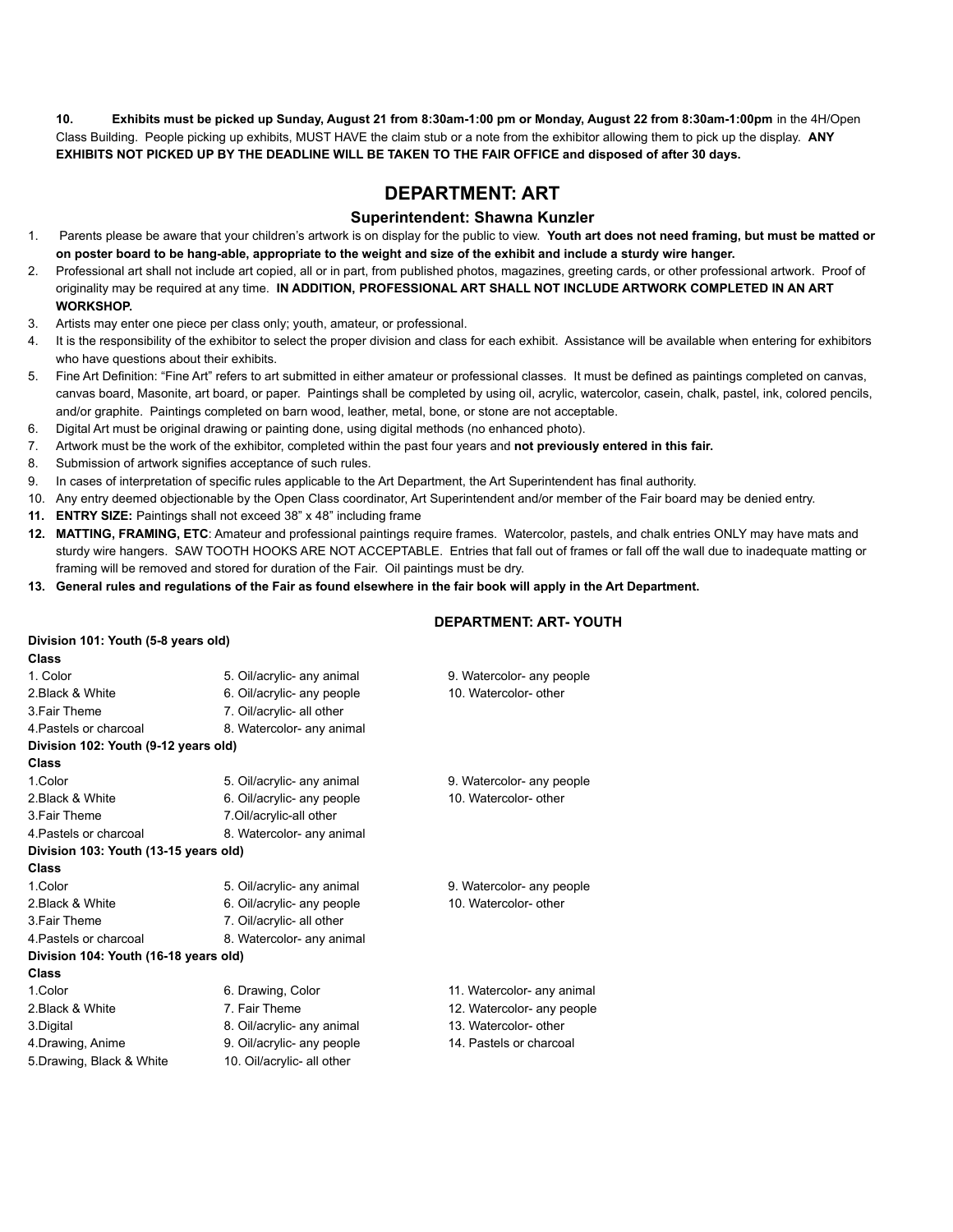10. **Exhibits must be picked up Sunday, August 21 from 8:30am-1:00 pm or Monday, August 22 from 8:30am-1:00pm** in the 4H/Open Class Building. People picking up exhibits, MUST HAVE the claim stub or a note from the exhibitor allowing them to pick up the display. **ANY EXHIBITS NOT PICKED UP BY THE DEADLINE WILL BE TAKEN TO THE FAIR OFFICE and disposed of after 30 days.**

## DEPARTMENT: ART

### Superintendent: Shawna Kunzler

1. Parents please be aware that your children's artwork is on display for the public to view. **Youth art does not need framing, but must be matted or on poster board to be hang-able, appropriate to the weight and size of the exhibit and include a sturdy wire hanger.**
2. Professional art shall not include art copied, all or in part, from published photos, magazines, greeting cards, or other professional artwork. Proof of originality may be required at any time. **IN ADDITION, PROFESSIONAL ART SHALL NOT INCLUDE ARTWORK COMPLETED IN AN ART WORKSHOP.**
3. Artists may enter one piece per class only; youth, amateur, or professional.
4. It is the responsibility of the exhibitor to select the proper division and class for each exhibit. Assistance will be available when entering for exhibitors who have questions about their exhibits.
5. Fine Art Definition: "Fine Art" refers to art submitted in either amateur or professional classes. It must be defined as paintings completed on canvas, canvas board, Masonite, art board, or paper. Paintings shall be completed by using oil, acrylic, watercolor, casein, chalk, pastel, ink, colored pencils, and/or graphite. Paintings completed on barn wood, leather, metal, bone, or stone are not acceptable.
6. Digital Art must be original drawing or painting done, using digital methods (no enhanced photo).
7. Artwork must be the work of the exhibitor, completed within the past four years and **not previously entered in this fair.**
8. Submission of artwork signifies acceptance of such rules.
9. In cases of interpretation of specific rules applicable to the Art Department, the Art Superintendent has final authority.
10. Any entry deemed objectionable by the Open Class coordinator, Art Superintendent and/or member of the Fair board may be denied entry.
11. **ENTRY SIZE:** Paintings shall not exceed 38" x 48" including frame
12. **MATTING, FRAMING, ETC**: Amateur and professional paintings require frames. Watercolor, pastels, and chalk entries ONLY may have mats and sturdy wire hangers. SAW TOOTH HOOKS ARE NOT ACCEPTABLE. Entries that fall out of frames or fall off the wall due to inadequate matting or framing will be removed and stored for duration of the Fair. Oil paintings must be dry.
13. **General rules and regulations of the Fair as found elsewhere in the fair book will apply in the Art Department.**

### DEPARTMENT: ART- YOUTH

**Division 101: Youth (5-8 years old)**

**Class**

1. Color
2. Black & White
3. Fair Theme
4. Pastels or charcoal
5. Oil/acrylic- any animal
6. Oil/acrylic- any people
7. Oil/acrylic- all other
8. Watercolor- any animal
9. Watercolor- any people
10. Watercolor- other

**Division 102: Youth (9-12 years old)**

**Class**

1. Color
2. Black & White
3. Fair Theme
4. Pastels or charcoal
5. Oil/acrylic- any animal
6. Oil/acrylic- any people
7. Oil/acrylic-all other
8. Watercolor- any animal
9. Watercolor- any people
10. Watercolor- other

**Division 103: Youth (13-15 years old)**

**Class**

1. Color
2. Black & White
3. Fair Theme
4. Pastels or charcoal
5. Oil/acrylic- any animal
6. Oil/acrylic- any people
7. Oil/acrylic- all other
8. Watercolor- any animal
9. Watercolor- any people
10. Watercolor- other

**Division 104: Youth (16-18 years old)**

**Class**

1. Color
2. Black & White
3. Digital
4. Drawing, Anime
5. Drawing, Black & White
6. Drawing, Color
7. Fair Theme
8. Oil/acrylic- any animal
9. Oil/acrylic- any people
10. Oil/acrylic- all other
11. Watercolor- any animal
12. Watercolor- any people
13. Watercolor- other
14. Pastels or charcoal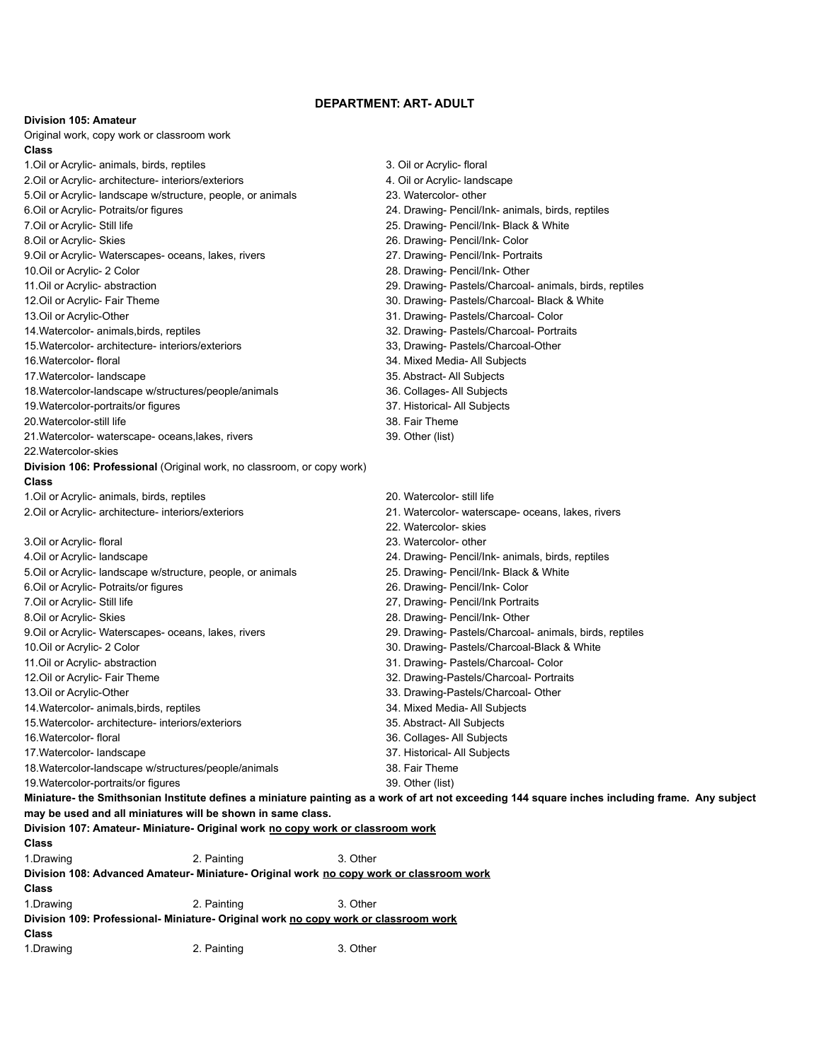## DEPARTMENT: ART- ADULT

**Division 105: Amateur**

Original work, copy work or classroom work

**Class**

1.Oil or Acrylic- animals, birds, reptiles
2.Oil or Acrylic- architecture- interiors/exteriors
3. Oil or Acrylic- floral
4. Oil or Acrylic- landscape
5.Oil or Acrylic- landscape w/structure, people, or animals
6.Oil or Acrylic- Potraits/or figures
7.Oil or Acrylic- Still life
8.Oil or Acrylic- Skies
9.Oil or Acrylic- Waterscapes- oceans, lakes, rivers
10.Oil or Acrylic- 2 Color
11.Oil or Acrylic- abstraction
12.Oil or Acrylic- Fair Theme
13.Oil or Acrylic-Other
14.Watercolor- animals,birds, reptiles
15.Watercolor- architecture- interiors/exteriors
16.Watercolor- floral
17.Watercolor- landscape
18.Watercolor-landscape w/structures/people/animals
19.Watercolor-portraits/or figures
20.Watercolor-still life
21.Watercolor- waterscape- oceans,lakes, rivers
22.Watercolor-skies
23. Watercolor- other
24. Drawing- Pencil/Ink- animals, birds, reptiles
25. Drawing- Pencil/Ink- Black & White
26. Drawing- Pencil/Ink- Color
27. Drawing- Pencil/Ink- Portraits
28. Drawing- Pencil/Ink- Other
29. Drawing- Pastels/Charcoal- animals, birds, reptiles
30. Drawing- Pastels/Charcoal- Black & White
31. Drawing- Pastels/Charcoal- Color
32. Drawing- Pastels/Charcoal- Portraits
33, Drawing- Pastels/Charcoal-Other
34. Mixed Media- All Subjects
35. Abstract- All Subjects
36. Collages- All Subjects
37. Historical- All Subjects
38. Fair Theme
39. Other (list)

**Division 106: Professional** (Original work, no classroom, or copy work)

**Class**

1.Oil or Acrylic- animals, birds, reptiles
2.Oil or Acrylic- architecture- interiors/exteriors
3.Oil or Acrylic- floral
4.Oil or Acrylic- landscape
5.Oil or Acrylic- landscape w/structure, people, or animals
6.Oil or Acrylic- Potraits/or figures
7.Oil or Acrylic- Still life
8.Oil or Acrylic- Skies
9.Oil or Acrylic- Waterscapes- oceans, lakes, rivers
10.Oil or Acrylic- 2 Color
11.Oil or Acrylic- abstraction
12.Oil or Acrylic- Fair Theme
13.Oil or Acrylic-Other
14.Watercolor- animals,birds, reptiles
15.Watercolor- architecture- interiors/exteriors
16.Watercolor- floral
17.Watercolor- landscape
18.Watercolor-landscape w/structures/people/animals
19.Watercolor-portraits/or figures
20. Watercolor- still life
21. Watercolor- waterscape- oceans, lakes, rivers
22. Watercolor- skies
23. Watercolor- other
24. Drawing- Pencil/Ink- animals, birds, reptiles
25. Drawing- Pencil/Ink- Black & White
26. Drawing- Pencil/Ink- Color
27, Drawing- Pencil/Ink Portraits
28. Drawing- Pencil/Ink- Other
29. Drawing- Pastels/Charcoal- animals, birds, reptiles
30. Drawing- Pastels/Charcoal-Black & White
31. Drawing- Pastels/Charcoal- Color
32. Drawing-Pastels/Charcoal- Portraits
33. Drawing-Pastels/Charcoal- Other
34. Mixed Media- All Subjects
35. Abstract- All Subjects
36. Collages- All Subjects
37. Historical- All Subjects
38. Fair Theme
39. Other (list)

**Miniature- the Smithsonian Institute defines a miniature painting as a work of art not exceeding 144 square inches including frame. Any subject may be used and all miniatures will be shown in same class.**

**Division 107: Amateur- Miniature- Original work <u>no copy work or classroom work</u>**

**Class**

1.Drawing 2. Painting 3. Other

**Division 108: Advanced Amateur- Miniature- Original work <u>no copy work or classroom work</u>**

**Class**

1.Drawing 2. Painting 3. Other

**Division 109: Professional- Miniature- Original work <u>no copy work or classroom work</u>**

**Class**

1.Drawing 2. Painting 3. Other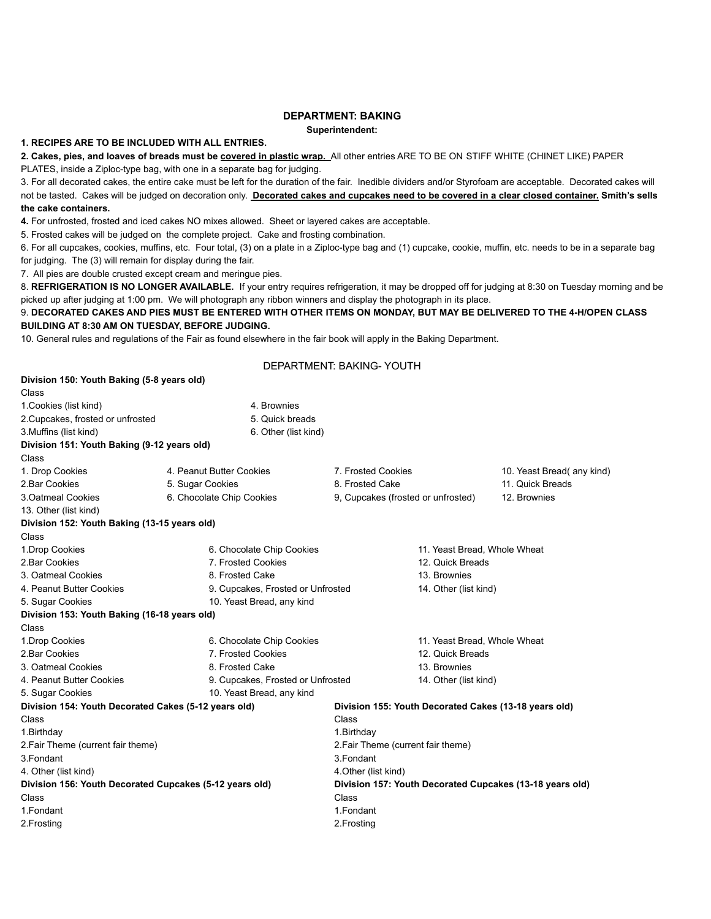## DEPARTMENT: BAKING

**Superintendent:**

**1. RECIPES ARE TO BE INCLUDED WITH ALL ENTRIES.**

**2. Cakes, pies, and loaves of breads must be <u>covered in plastic wrap.</u>** All other entries ARE TO BE ON STIFF WHITE (CHINET LIKE) PAPER PLATES, inside a Ziploc-type bag, with one in a separate bag for judging.

3. For all decorated cakes, the entire cake must be left for the duration of the fair. Inedible dividers and/or Styrofoam are acceptable. Decorated cakes will not be tasted. Cakes will be judged on decoration only. **<u>Decorated cakes and cupcakes need to be covered in a clear closed container.</u> Smith's sells the cake containers.**

**4.** For unfrosted, frosted and iced cakes NO mixes allowed. Sheet or layered cakes are acceptable.

5. Frosted cakes will be judged on the complete project. Cake and frosting combination.

6. For all cupcakes, cookies, muffins, etc. Four total, (3) on a plate in a Ziploc-type bag and (1) cupcake, cookie, muffin, etc. needs to be in a separate bag for judging. The (3) will remain for display during the fair.

7. All pies are double crusted except cream and meringue pies.

8. **REFRIGERATION IS NO LONGER AVAILABLE.** If your entry requires refrigeration, it may be dropped off for judging at 8:30 on Tuesday morning and be picked up after judging at 1:00 pm. We will photograph any ribbon winners and display the photograph in its place.

9. **DECORATED CAKES AND PIES MUST BE ENTERED WITH OTHER ITEMS ON MONDAY, BUT MAY BE DELIVERED TO THE 4-H/OPEN CLASS BUILDING AT 8:30 AM ON TUESDAY, BEFORE JUDGING.**

10. General rules and regulations of the Fair as found elsewhere in the fair book will apply in the Baking Department.

## DEPARTMENT: BAKING- YOUTH

**Division 150: Youth Baking (5-8 years old)**

Class

1.Cookies (list kind)
2.Cupcakes, frosted or unfrosted
3.Muffins (list kind)
4. Brownies
5. Quick breads
6. Other (list kind)

**Division 151: Youth Baking (9-12 years old)**

Class

1. Drop Cookies
2.Bar Cookies
3.Oatmeal Cookies
4. Peanut Butter Cookies
5. Sugar Cookies
6. Chocolate Chip Cookies
7. Frosted Cookies
8. Frosted Cake
9, Cupcakes (frosted or unfrosted)
10. Yeast Bread( any kind)
11. Quick Breads
12. Brownies
13. Other (list kind)

**Division 152: Youth Baking (13-15 years old)**

Class

1.Drop Cookies
2.Bar Cookies
3. Oatmeal Cookies
4. Peanut Butter Cookies
5. Sugar Cookies
6. Chocolate Chip Cookies
7. Frosted Cookies
8. Frosted Cake
9. Cupcakes, Frosted or Unfrosted
10. Yeast Bread, any kind
11. Yeast Bread, Whole Wheat
12. Quick Breads
13. Brownies
14. Other (list kind)

**Division 153: Youth Baking (16-18 years old)**

Class

1.Drop Cookies
2.Bar Cookies
3. Oatmeal Cookies
4. Peanut Butter Cookies
5. Sugar Cookies
6. Chocolate Chip Cookies
7. Frosted Cookies
8. Frosted Cake
9. Cupcakes, Frosted or Unfrosted
10. Yeast Bread, any kind
11. Yeast Bread, Whole Wheat
12. Quick Breads
13. Brownies
14. Other (list kind)

**Division 154: Youth Decorated Cakes (5-12 years old)**

Class

1.Birthday
2.Fair Theme (current fair theme)
3.Fondant
4. Other (list kind)

**Division 155: Youth Decorated Cakes (13-18 years old)**

Class

1.Birthday
2.Fair Theme (current fair theme)
3.Fondant
4.Other (list kind)

**Division 156: Youth Decorated Cupcakes (5-12 years old)**

Class

1.Fondant
2.Frosting

**Division 157: Youth Decorated Cupcakes (13-18 years old)**

Class

1.Fondant
2.Frosting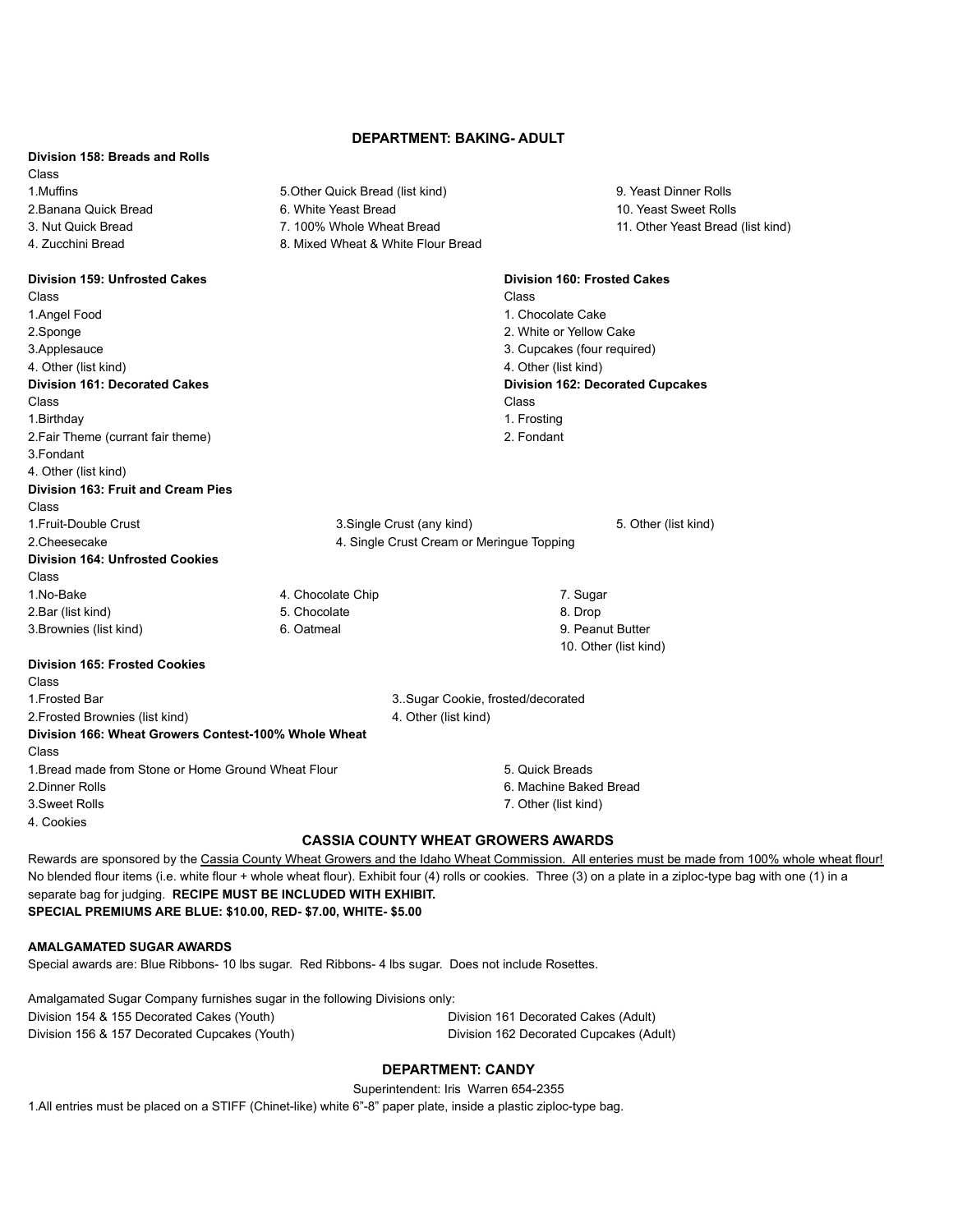## DEPARTMENT: BAKING- ADULT

**Division 158: Breads and Rolls**

Class

1.Muffins
2.Banana Quick Bread
3. Nut Quick Bread
4. Zucchini Bread
5.Other Quick Bread (list kind)
6. White Yeast Bread
7. 100% Whole Wheat Bread
8. Mixed Wheat & White Flour Bread
9. Yeast Dinner Rolls
10. Yeast Sweet Rolls
11. Other Yeast Bread (list kind)

**Division 159: Unfrosted Cakes**

Class

1.Angel Food
2.Sponge
3.Applesauce
4. Other (list kind)

**Division 160: Frosted Cakes**

Class

1. Chocolate Cake
2. White or Yellow Cake
3. Cupcakes (four required)
4. Other (list kind)

**Division 161: Decorated Cakes**

Class

1.Birthday
2.Fair Theme (currant fair theme)
3.Fondant
4. Other (list kind)

**Division 162: Decorated Cupcakes**

Class

1. Frosting
2. Fondant

**Division 163: Fruit and Cream Pies**

Class

1.Fruit-Double Crust
2.Cheesecake
3.Single Crust (any kind)
4. Single Crust Cream or Meringue Topping
5. Other (list kind)

**Division 164: Unfrosted Cookies**

Class

1.No-Bake
2.Bar (list kind)
3.Brownies (list kind)
4. Chocolate Chip
5. Chocolate
6. Oatmeal
7. Sugar
8. Drop
9. Peanut Butter
10. Other (list kind)

**Division 165: Frosted Cookies**

Class

1.Frosted Bar
2.Frosted Brownies (list kind)
3..Sugar Cookie, frosted/decorated
4. Other (list kind)

**Division 166: Wheat Growers Contest-100% Whole Wheat**

Class

1.Bread made from Stone or Home Ground Wheat Flour
2.Dinner Rolls
3.Sweet Rolls
4. Cookies
5. Quick Breads
6. Machine Baked Bread
7. Other (list kind)

### CASSIA COUNTY WHEAT GROWERS AWARDS

Rewards are sponsored by the Cassia County Wheat Growers and the Idaho Wheat Commission. All enteries must be made from 100% whole wheat flour! No blended flour items (i.e. white flour + whole wheat flour). Exhibit four (4) rolls or cookies. Three (3) on a plate in a ziploc-type bag with one (1) in a separate bag for judging. **RECIPE MUST BE INCLUDED WITH EXHIBIT.**
**SPECIAL PREMIUMS ARE BLUE: $10.00, RED- $7.00, WHITE- $5.00**

**AMALGAMATED SUGAR AWARDS**

Special awards are: Blue Ribbons- 10 lbs sugar. Red Ribbons- 4 lbs sugar. Does not include Rosettes.

Amalgamated Sugar Company furnishes sugar in the following Divisions only:

Division 154 & 155 Decorated Cakes (Youth)
Division 156 & 157 Decorated Cupcakes (Youth)
Division 161 Decorated Cakes (Adult)
Division 162 Decorated Cupcakes (Adult)

## DEPARTMENT: CANDY

Superintendent: Iris Warren 654-2355

1.All entries must be placed on a STIFF (Chinet-like) white 6”-8” paper plate, inside a plastic ziploc-type bag.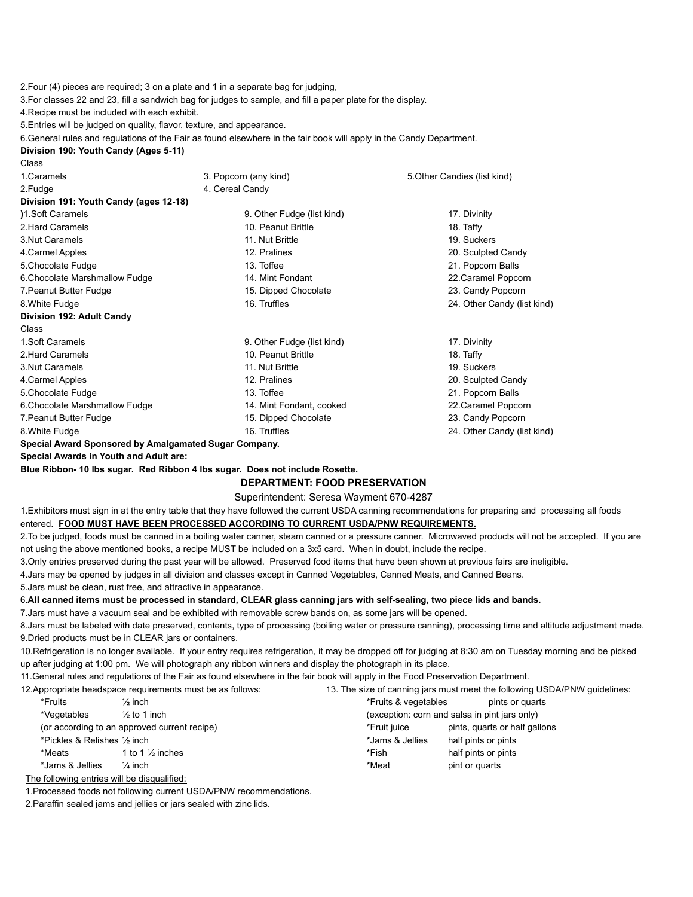2.Four (4) pieces are required; 3 on a plate and 1 in a separate bag for judging,

3.For classes 22 and 23, fill a sandwich bag for judges to sample, and fill a paper plate for the display.

4.Recipe must be included with each exhibit.

5.Entries will be judged on quality, flavor, texture, and appearance.

6.General rules and regulations of the Fair as found elsewhere in the fair book will apply in the Candy Department.

**Division 190: Youth Candy (Ages 5-11)**

Class

1.Caramels
2.Fudge
3. Popcorn (any kind)
4. Cereal Candy
5.Other Candies (list kind)

**Division 191: Youth Candy (ages 12-18)**

)1.Soft Caramels
2.Hard Caramels
3.Nut Caramels
4.Carmel Apples
5.Chocolate Fudge
6.Chocolate Marshmallow Fudge
7.Peanut Butter Fudge
8.White Fudge
9. Other Fudge (list kind)
10. Peanut Brittle
11. Nut Brittle
12. Pralines
13. Toffee
14. Mint Fondant
15. Dipped Chocolate
16. Truffles
17. Divinity
18. Taffy
19. Suckers
20. Sculpted Candy
21. Popcorn Balls
22.Caramel Popcorn
23. Candy Popcorn
24. Other Candy (list kind)

**Division 192: Adult Candy**

Class

1.Soft Caramels
2.Hard Caramels
3.Nut Caramels
4.Carmel Apples
5.Chocolate Fudge
6.Chocolate Marshmallow Fudge
7.Peanut Butter Fudge
8.White Fudge
9. Other Fudge (list kind)
10. Peanut Brittle
11. Nut Brittle
12. Pralines
13. Toffee
14. Mint Fondant, cooked
15. Dipped Chocolate
16. Truffles
17. Divinity
18. Taffy
19. Suckers
20. Sculpted Candy
21. Popcorn Balls
22.Caramel Popcorn
23. Candy Popcorn
24. Other Candy (list kind)

**Special Award Sponsored by Amalgamated Sugar Company.**

**Special Awards in Youth and Adult are:**

**Blue Ribbon- 10 lbs sugar. Red Ribbon 4 lbs sugar. Does not include Rosette.**

## DEPARTMENT: FOOD PRESERVATION

Superintendent: Seresa Wayment 670-4287

1.Exhibitors must sign in at the entry table that they have followed the current USDA canning recommendations for preparing and processing all foods entered. **FOOD MUST HAVE BEEN PROCESSED ACCORDING TO CURRENT USDA/PNW REQUIREMENTS.**

2.To be judged, foods must be canned in a boiling water canner, steam canned or a pressure canner. Microwaved products will not be accepted. If you are not using the above mentioned books, a recipe MUST be included on a 3x5 card. When in doubt, include the recipe.

3.Only entries preserved during the past year will be allowed. Preserved food items that have been shown at previous fairs are ineligible.

4.Jars may be opened by judges in all division and classes except in Canned Vegetables, Canned Meats, and Canned Beans.

5.Jars must be clean, rust free, and attractive in appearance.

6.**All canned items must be processed in standard, CLEAR glass canning jars with self-sealing, two piece lids and bands.**

7.Jars must have a vacuum seal and be exhibited with removable screw bands on, as some jars will be opened.

8.Jars must be labeled with date preserved, contents, type of processing (boiling water or pressure canning), processing time and altitude adjustment made.

9.Dried products must be in CLEAR jars or containers.

10.Refrigeration is no longer available. If your entry requires refrigeration, it may be dropped off for judging at 8:30 am on Tuesday morning and be picked up after judging at 1:00 pm. We will photograph any ribbon winners and display the photograph in its place.

11.General rules and regulations of the Fair as found elsewhere in the fair book will apply in the Food Preservation Department.

12.Appropriate headspace requirements must be as follows:

| | |
|---|---|
| *Fruits | ½ inch |
| *Vegetables | ½ to 1 inch |
| (or according to an approved current recipe) | |
| *Pickles & Relishes | ½ inch |
| *Meats | 1 to 1 ½ inches |
| *Jams & Jellies | ¼ inch |

13. The size of canning jars must meet the following USDA/PNW guidelines:

| | |
|---|---|
| *Fruits & vegetables | pints or quarts |
| (exception: corn and salsa in pint jars only) | |
| *Fruit juice | pints, quarts or half gallons |
| *Jams & Jellies | half pints or pints |
| *Fish | half pints or pints |
| *Meat | pint or quarts |

<u>The following entries will be disqualified:</u>

1.Processed foods not following current USDA/PNW recommendations.

2.Paraffin sealed jams and jellies or jars sealed with zinc lids.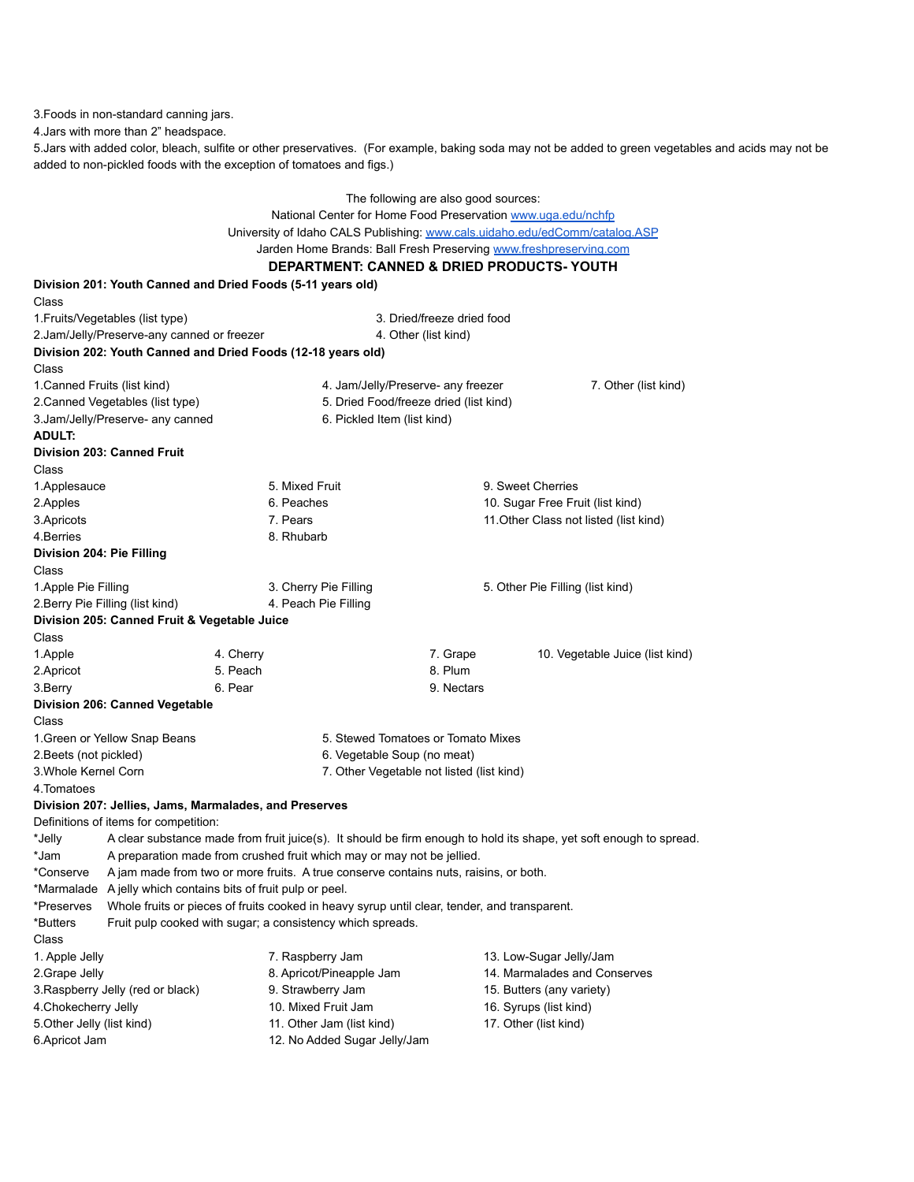3.Foods in non-standard canning jars.
4.Jars with more than 2" headspace.
5.Jars with added color, bleach, sulfite or other preservatives. (For example, baking soda may not be added to green vegetables and acids may not be added to non-pickled foods with the exception of tomatoes and figs.)

The following are also good sources:
National Center for Home Food Preservation www.uga.edu/nchfp
University of Idaho CALS Publishing: www.cals.uidaho.edu/edComm/catalog.ASP
Jarden Home Brands: Ball Fresh Preserving www.freshpreserving.com

## DEPARTMENT: CANNED & DRIED PRODUCTS- YOUTH

**Division 201: Youth Canned and Dried Foods (5-11 years old)**

Class

1.Fruits/Vegetables (list type)
2.Jam/Jelly/Preserve-any canned or freezer
3. Dried/freeze dried food
4. Other (list kind)

**Division 202: Youth Canned and Dried Foods (12-18 years old)**

Class

1.Canned Fruits (list kind)
2.Canned Vegetables (list type)
3.Jam/Jelly/Preserve- any canned
4. Jam/Jelly/Preserve- any freezer
5. Dried Food/freeze dried (list kind)
6. Pickled Item (list kind)
7. Other (list kind)

**ADULT:**

**Division 203: Canned Fruit**

Class

1.Applesauce
2.Apples
3.Apricots
4.Berries
5. Mixed Fruit
6. Peaches
7. Pears
8. Rhubarb
9. Sweet Cherries
10. Sugar Free Fruit (list kind)
11.Other Class not listed (list kind)

**Division 204: Pie Filling**

Class

1.Apple Pie Filling
2.Berry Pie Filling (list kind)
3. Cherry Pie Filling
4. Peach Pie Filling
5. Other Pie Filling (list kind)

**Division 205: Canned Fruit & Vegetable Juice**

Class

1.Apple
2.Apricot
3.Berry
4. Cherry
5. Peach
6. Pear
7. Grape
8. Plum
9. Nectars
10. Vegetable Juice (list kind)

**Division 206: Canned Vegetable**

Class

1.Green or Yellow Snap Beans
2.Beets (not pickled)
3.Whole Kernel Corn
4.Tomatoes
5. Stewed Tomatoes or Tomato Mixes
6. Vegetable Soup (no meat)
7. Other Vegetable not listed (list kind)

**Division 207: Jellies, Jams, Marmalades, and Preserves**

Definitions of items for competition:

*Jelly A clear substance made from fruit juice(s). It should be firm enough to hold its shape, yet soft enough to spread.
*Jam A preparation made from crushed fruit which may or may not be jellied.
*Conserve A jam made from two or more fruits. A true conserve contains nuts, raisins, or both.
*Marmalade A jelly which contains bits of fruit pulp or peel.
*Preserves Whole fruits or pieces of fruits cooked in heavy syrup until clear, tender, and transparent.
*Butters Fruit pulp cooked with sugar; a consistency which spreads.

Class

1. Apple Jelly
2.Grape Jelly
3.Raspberry Jelly (red or black)
4.Chokecherry Jelly
5.Other Jelly (list kind)
6.Apricot Jam
7. Raspberry Jam
8. Apricot/Pineapple Jam
9. Strawberry Jam
10. Mixed Fruit Jam
11. Other Jam (list kind)
12. No Added Sugar Jelly/Jam
13. Low-Sugar Jelly/Jam
14. Marmalades and Conserves
15. Butters (any variety)
16. Syrups (list kind)
17. Other (list kind)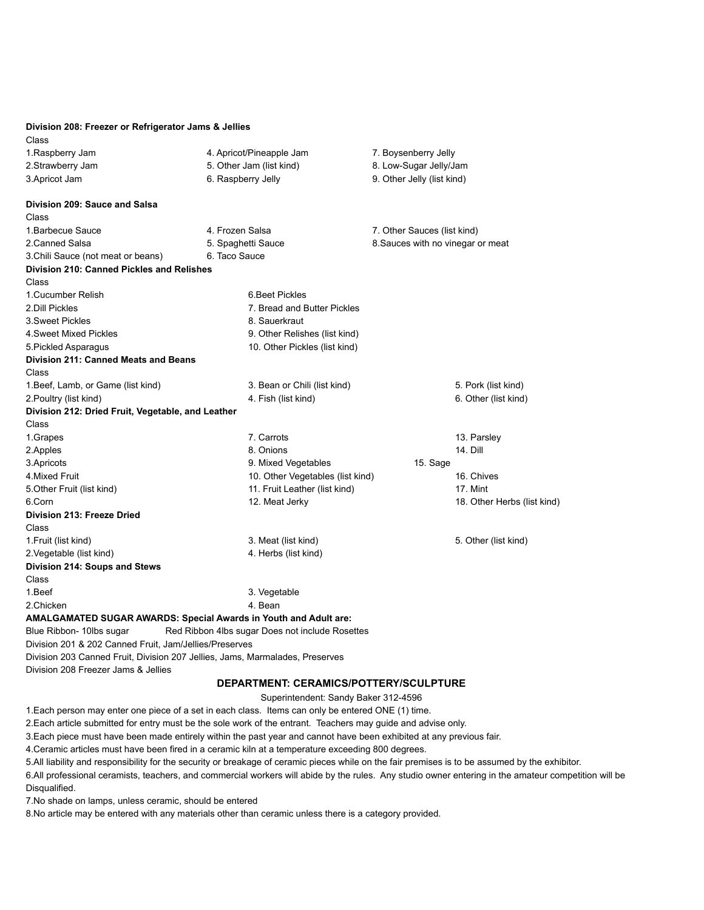**Division 208: Freezer or Refrigerator Jams & Jellies**

Class

1.Raspberry Jam
2.Strawberry Jam
3.Apricot Jam
4. Apricot/Pineapple Jam
5. Other Jam (list kind)
6. Raspberry Jelly
7. Boysenberry Jelly
8. Low-Sugar Jelly/Jam
9. Other Jelly (list kind)

**Division 209: Sauce and Salsa**

Class

1.Barbecue Sauce
2.Canned Salsa
3.Chili Sauce (not meat or beans)
4. Frozen Salsa
5. Spaghetti Sauce
6. Taco Sauce
7. Other Sauces (list kind)
8.Sauces with no vinegar or meat

**Division 210: Canned Pickles and Relishes**

Class

1.Cucumber Relish
2.Dill Pickles
3.Sweet Pickles
4.Sweet Mixed Pickles
5.Pickled Asparagus
6.Beet Pickles
7. Bread and Butter Pickles
8. Sauerkraut
9. Other Relishes (list kind)
10. Other Pickles (list kind)

**Division 211: Canned Meats and Beans**

Class

1.Beef, Lamb, or Game (list kind)
2.Poultry (list kind)
3. Bean or Chili (list kind)
4. Fish (list kind)
5. Pork (list kind)
6. Other (list kind)

**Division 212: Dried Fruit, Vegetable, and Leather**

Class

1.Grapes
2.Apples
3.Apricots
4.Mixed Fruit
5.Other Fruit (list kind)
6.Corn
7. Carrots
8. Onions
9. Mixed Vegetables
10. Other Vegetables (list kind)
11. Fruit Leather (list kind)
12. Meat Jerky
13. Parsley
14. Dill
15. Sage
16. Chives
17. Mint
18. Other Herbs (list kind)

**Division 213: Freeze Dried**

Class

1.Fruit (list kind)
2.Vegetable (list kind)
3. Meat (list kind)
4. Herbs (list kind)
5. Other (list kind)

**Division 214: Soups and Stews**

Class

1.Beef
2.Chicken
3. Vegetable
4. Bean

**AMALGAMATED SUGAR AWARDS: Special Awards in Youth and Adult are:**

Blue Ribbon- 10lbs sugar    Red Ribbon 4lbs sugar Does not include Rosettes

Division 201 & 202 Canned Fruit, Jam/Jellies/Preserves

Division 203 Canned Fruit, Division 207 Jellies, Jams, Marmalades, Preserves

Division 208 Freezer Jams & Jellies

## DEPARTMENT: CERAMICS/POTTERY/SCULPTURE

Superintendent: Sandy Baker 312-4596

1.Each person may enter one piece of a set in each class. Items can only be entered ONE (1) time.
2.Each article submitted for entry must be the sole work of the entrant. Teachers may guide and advise only.
3.Each piece must have been made entirely within the past year and cannot have been exhibited at any previous fair.
4.Ceramic articles must have been fired in a ceramic kiln at a temperature exceeding 800 degrees.
5.All liability and responsibility for the security or breakage of ceramic pieces while on the fair premises is to be assumed by the exhibitor.
6.All professional ceramists, teachers, and commercial workers will abide by the rules. Any studio owner entering in the amateur competition will be Disqualified.
7.No shade on lamps, unless ceramic, should be entered
8.No article may be entered with any materials other than ceramic unless there is a category provided.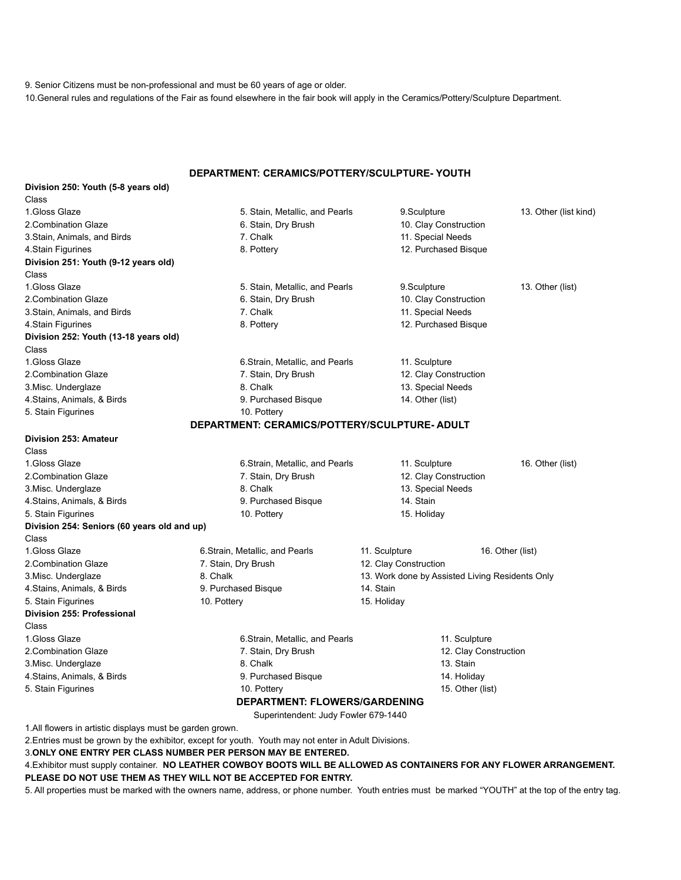9. Senior Citizens must be non-professional and must be 60 years of age or older.

10.General rules and regulations of the Fair as found elsewhere in the fair book will apply in the Ceramics/Pottery/Sculpture Department.

## DEPARTMENT: CERAMICS/POTTERY/SCULPTURE- YOUTH

**Division 250: Youth (5-8 years old)**

Class

1.Gloss Glaze
2.Combination Glaze
3.Stain, Animals, and Birds
4.Stain Figurines
5. Stain, Metallic, and Pearls
6. Stain, Dry Brush
7. Chalk
8. Pottery
9.Sculpture
10. Clay Construction
11. Special Needs
12. Purchased Bisque
13. Other (list kind)

**Division 251: Youth (9-12 years old)**

Class

1.Gloss Glaze
2.Combination Glaze
3.Stain, Animals, and Birds
4.Stain Figurines
5. Stain, Metallic, and Pearls
6. Stain, Dry Brush
7. Chalk
8. Pottery
9.Sculpture
10. Clay Construction
11. Special Needs
12. Purchased Bisque
13. Other (list)

**Division 252: Youth (13-18 years old)**

Class

1.Gloss Glaze
2.Combination Glaze
3.Misc. Underglaze
4.Stains, Animals, & Birds
5. Stain Figurines
6.Strain, Metallic, and Pearls
7. Stain, Dry Brush
8. Chalk
9. Purchased Bisque
10. Pottery
11. Sculpture
12. Clay Construction
13. Special Needs
14. Other (list)

## DEPARTMENT: CERAMICS/POTTERY/SCULPTURE- ADULT

**Division 253: Amateur**

Class

1.Gloss Glaze
2.Combination Glaze
3.Misc. Underglaze
4.Stains, Animals, & Birds
5. Stain Figurines
6.Strain, Metallic, and Pearls
7. Stain, Dry Brush
8. Chalk
9. Purchased Bisque
10. Pottery
11. Sculpture
12. Clay Construction
13. Special Needs
14. Stain
15. Holiday
16. Other (list)

**Division 254: Seniors (60 years old and up)**

Class

1.Gloss Glaze
2.Combination Glaze
3.Misc. Underglaze
4.Stains, Animals, & Birds
5. Stain Figurines
6.Strain, Metallic, and Pearls
7. Stain, Dry Brush
8. Chalk
9. Purchased Bisque
10. Pottery
11. Sculpture
12. Clay Construction
13. Work done by Assisted Living Residents Only
14. Stain
15. Holiday
16. Other (list)

**Division 255: Professional**

Class

1.Gloss Glaze
2.Combination Glaze
3.Misc. Underglaze
4.Stains, Animals, & Birds
5. Stain Figurines
6.Strain, Metallic, and Pearls
7. Stain, Dry Brush
8. Chalk
9. Purchased Bisque
10. Pottery
11. Sculpture
12. Clay Construction
13. Stain
14. Holiday
15. Other (list)

## DEPARTMENT: FLOWERS/GARDENING

Superintendent: Judy Fowler 679-1440

1.All flowers in artistic displays must be garden grown.

2.Entries must be grown by the exhibitor, except for youth. Youth may not enter in Adult Divisions.

3.**ONLY ONE ENTRY PER CLASS NUMBER PER PERSON MAY BE ENTERED.**

4.Exhibitor must supply container. **NO LEATHER COWBOY BOOTS WILL BE ALLOWED AS CONTAINERS FOR ANY FLOWER ARRANGEMENT. PLEASE DO NOT USE THEM AS THEY WILL NOT BE ACCEPTED FOR ENTRY.**

5. All properties must be marked with the owners name, address, or phone number. Youth entries must be marked "YOUTH" at the top of the entry tag.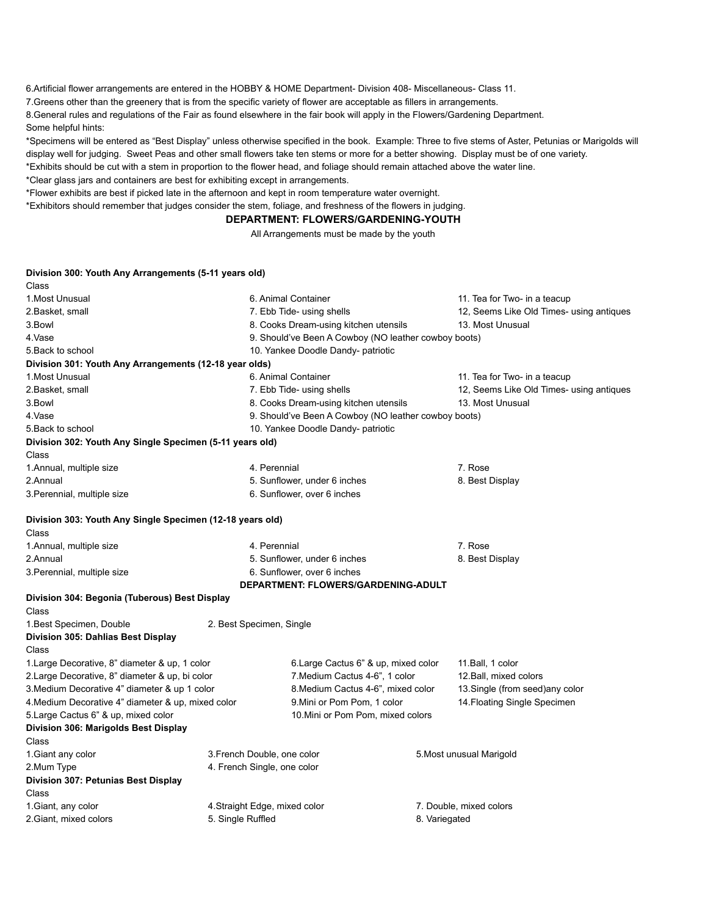6.Artificial flower arrangements are entered in the HOBBY & HOME Department- Division 408- Miscellaneous- Class 11.

7.Greens other than the greenery that is from the specific variety of flower are acceptable as fillers in arrangements.

8.General rules and regulations of the Fair as found elsewhere in the fair book will apply in the Flowers/Gardening Department.

Some helpful hints:

*Specimens will be entered as "Best Display" unless otherwise specified in the book. Example: Three to five stems of Aster, Petunias or Marigolds will display well for judging. Sweet Peas and other small flowers take ten stems or more for a better showing. Display must be of one variety.

*Exhibits should be cut with a stem in proportion to the flower head, and foliage should remain attached above the water line.

*Clear glass jars and containers are best for exhibiting except in arrangements.

*Flower exhibits are best if picked late in the afternoon and kept in room temperature water overnight.

*Exhibitors should remember that judges consider the stem, foliage, and freshness of the flowers in judging.

## DEPARTMENT: FLOWERS/GARDENING-YOUTH

All Arrangements must be made by the youth

**Division 300: Youth Any Arrangements (5-11 years old)**

Class

1.Most Unusual
2.Basket, small
3.Bowl
4.Vase
5.Back to school
6. Animal Container
7. Ebb Tide- using shells
8. Cooks Dream-using kitchen utensils
9. Should've Been A Cowboy (NO leather cowboy boots)
10. Yankee Doodle Dandy- patriotic
11. Tea for Two- in a teacup
12, Seems Like Old Times- using antiques
13. Most Unusual

**Division 301: Youth Any Arrangements (12-18 year olds)**

1.Most Unusual
2.Basket, small
3.Bowl
4.Vase
5.Back to school
6. Animal Container
7. Ebb Tide- using shells
8. Cooks Dream-using kitchen utensils
9. Should've Been A Cowboy (NO leather cowboy boots)
10. Yankee Doodle Dandy- patriotic
11. Tea for Two- in a teacup
12, Seems Like Old Times- using antiques
13. Most Unusual

**Division 302: Youth Any Single Specimen (5-11 years old)**

Class

1.Annual, multiple size
2.Annual
3.Perennial, multiple size
4. Perennial
5. Sunflower, under 6 inches
6. Sunflower, over 6 inches
7. Rose
8. Best Display

**Division 303: Youth Any Single Specimen (12-18 years old)**

Class

1.Annual, multiple size
2.Annual
3.Perennial, multiple size
4. Perennial
5. Sunflower, under 6 inches
6. Sunflower, over 6 inches
7. Rose
8. Best Display

## DEPARTMENT: FLOWERS/GARDENING-ADULT

**Division 304: Begonia (Tuberous) Best Display**

Class

1.Best Specimen, Double
2. Best Specimen, Single

**Division 305: Dahlias Best Display**

Class

1.Large Decorative, 8" diameter & up, 1 color
2.Large Decorative, 8" diameter & up, bi color
3.Medium Decorative 4" diameter & up 1 color
4.Medium Decorative 4" diameter & up, mixed color
5.Large Cactus 6" & up, mixed color
6.Large Cactus 6" & up, mixed color
7.Medium Cactus 4-6", 1 color
8.Medium Cactus 4-6", mixed color
9.Mini or Pom Pom, 1 color
10.Mini or Pom Pom, mixed colors
11.Ball, 1 color
12.Ball, mixed colors
13.Single (from seed)any color
14.Floating Single Specimen

**Division 306: Marigolds Best Display**

Class

1.Giant any color
2.Mum Type
3.French Double, one color
4. French Single, one color
5.Most unusual Marigold

**Division 307: Petunias Best Display**

Class

1.Giant, any color
2.Giant, mixed colors
4.Straight Edge, mixed color
5. Single Ruffled
7. Double, mixed colors
8. Variegated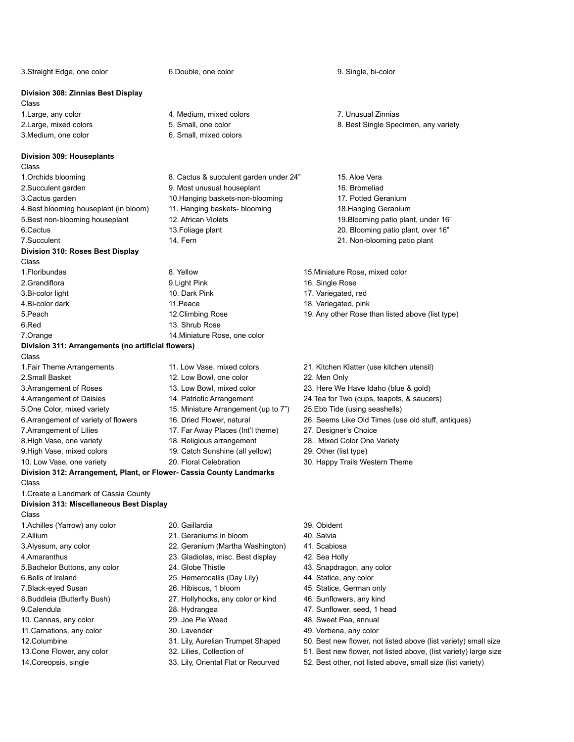3.Straight Edge, one color
6.Double, one color
9. Single, bi-color

**Division 308: Zinnias Best Display**

Class

1.Large, any color
2.Large, mixed colors
3.Medium, one color
4. Medium, mixed colors
5. Small, one color
6. Small, mixed colors
7. Unusual Zinnias
8. Best Single Specimen, any variety

**Division 309: Houseplants**

Class

1.Orchids blooming
2.Succulent garden
3.Cactus garden
4.Best blooming houseplant (in bloom)
5.Best non-blooming houseplant
6.Cactus
7.Succulent
8. Cactus & succulent garden under 24"
9. Most unusual houseplant
10.Hanging baskets-non-blooming
11. Hanging baskets- blooming
12. African Violets
13.Foliage plant
14. Fern
15. Aloe Vera
16. Bromeliad
17. Potted Geranium
18.Hanging Geranium
19.Blooming patio plant, under 16"
20. Blooming patio plant, over 16"
21. Non-blooming patio plant

**Division 310: Roses Best Display**

Class

1.Floribundas
2.Grandiflora
3.Bi-color light
4.Bi-color dark
5.Peach
6.Red
7.Orange
8. Yellow
9.Light Pink
10. Dark Pink
11.Peace
12.Climbing Rose
13. Shrub Rose
14.Miniature Rose, one color
15.Miniature Rose, mixed color
16. Single Rose
17. Variegated, red
18. Variegated, pink
19. Any other Rose than listed above (list type)

**Division 311: Arrangements (no artificial flowers)**

Class

1.Fair Theme Arrangements
2.Small Basket
3.Arrangement of Roses
4.Arrangement of Daisies
5.One Color, mixed variety
6.Arrangement of variety of flowers
7.Arrangement of Lilies
8.High Vase, one variety
9.High Vase, mixed colors
10. Low Vase, one variety
11. Low Vase, mixed colors
12. Low Bowl, one color
13. Low Bowl, mixed color
14. Patriotic Arrangement
15. Miniature Arrangement (up to 7")
16. Dried Flower, natural
17. Far Away Places (Int'l theme)
18. Religious arrangement
19. Catch Sunshine (all yellow)
20. Floral Celebration
21. Kitchen Klatter (use kitchen utensil)
22. Men Only
23. Here We Have Idaho (blue & gold)
24.Tea for Two (cups, teapots, & saucers)
25.Ebb Tide (using seashells)
26. Seems Like Old Times (use old stuff, antiques)
27. Designer's Choice
28.. Mixed Color One Variety
29. Other (list type)
30. Happy Trails Western Theme

**Division 312: Arrangement, Plant, or Flower- Cassia County Landmarks**

Class

1.Create a Landmark of Cassia County

**Division 313: Miscellaneous Best Display**

Class

1.Achilles (Yarrow) any color
2.Allium
3.Alyssum, any color
4.Amaranthus
5.Bachelor Buttons, any color
6.Bells of Ireland
7.Black-eyed Susan
8.Buddleia (Butterfly Bush)
9.Calendula
10. Cannas, any color
11.Carnations, any color
12.Columbine
13.Cone Flower, any color
14.Coreopsis, single
20. Gaillardia
21. Geraniums in bloom
22. Geranium (Martha Washington)
23. Gladiolas, misc. Best display
24. Globe Thistle
25. Hemerocallis (Day Lily)
26. Hibiscus, 1 bloom
27. Hollyhocks, any color or kind
28. Hydrangea
29. Joe Pie Weed
30. Lavender
31. Lily, Aurelian Trumpet Shaped
32. Lilies, Collection of
33. Lily, Oriental Flat or Recurved
39. Obident
40. Salvia
41. Scabiosa
42. Sea Holly
43. Snapdragon, any color
44. Statice, any color
45. Statice, German only
46. Sunflowers, any kind
47. Sunflower, seed, 1 head
48. Sweet Pea, annual
49. Verbena, any color
50. Best new flower, not listed above (list variety) small size
51. Best new flower, not listed above, (list variety) large size
52. Best other, not listed above, small size (list variety)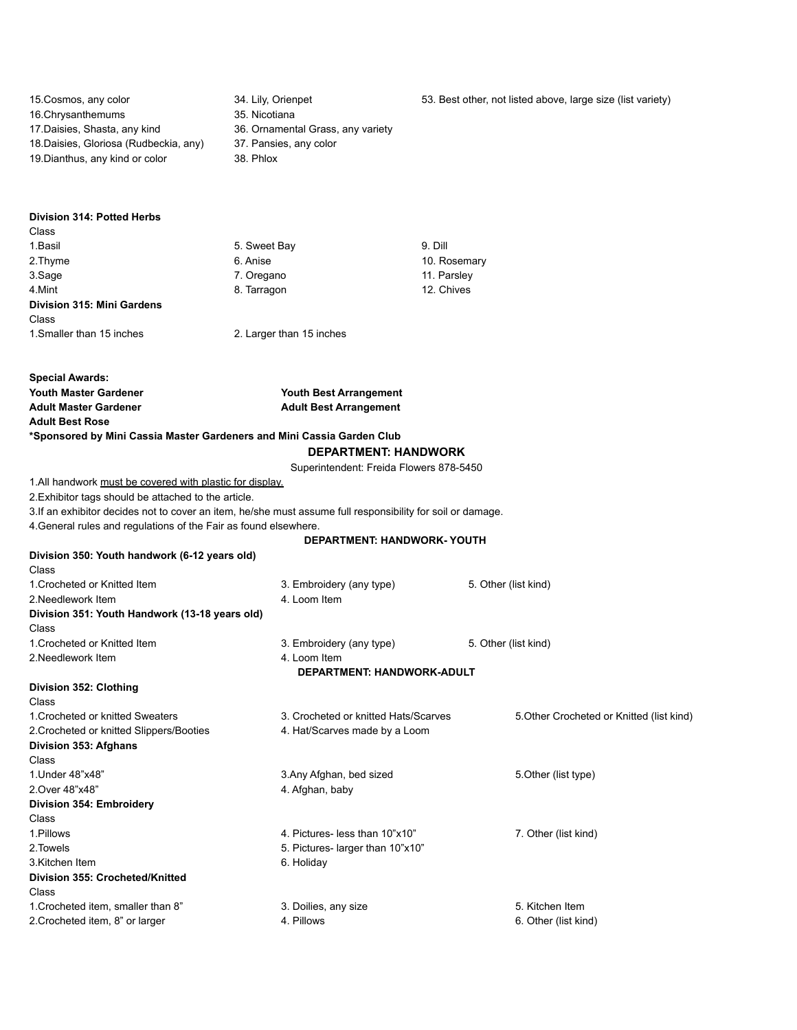15.Cosmos, any color
16.Chrysanthemums
17.Daisies, Shasta, any kind
18.Daisies, Gloriosa (Rudbeckia, any)
19.Dianthus, any kind or color
34. Lily, Orienpet
35. Nicotiana
36. Ornamental Grass, any variety
37. Pansies, any color
38. Phlox
53. Best other, not listed above, large size (list variety)

**Division 314: Potted Herbs**

Class

1.Basil
2.Thyme
3.Sage
4.Mint
5. Sweet Bay
6. Anise
7. Oregano
8. Tarragon
9. Dill
10. Rosemary
11. Parsley
12. Chives

**Division 315: Mini Gardens**

Class

1.Smaller than 15 inches
2. Larger than 15 inches

**Special Awards:**

**Youth Master Gardener**
**Youth Best Arrangement**
**Adult Master Gardener**
**Adult Best Arrangement**
**Adult Best Rose**

***Sponsored by Mini Cassia Master Gardeners and Mini Cassia Garden Club**

## DEPARTMENT: HANDWORK

Superintendent: Freida Flowers 878-5450

1.All handwork must be covered with plastic for display.
2.Exhibitor tags should be attached to the article.
3.If an exhibitor decides not to cover an item, he/she must assume full responsibility for soil or damage.
4.General rules and regulations of the Fair as found elsewhere.

## DEPARTMENT: HANDWORK- YOUTH

**Division 350: Youth handwork (6-12 years old)**

Class

1.Crocheted or Knitted Item
2.Needlework Item
3. Embroidery (any type)
4. Loom Item
5. Other (list kind)

**Division 351: Youth Handwork (13-18 years old)**

Class

1.Crocheted or Knitted Item
2.Needlework Item
3. Embroidery (any type)
4. Loom Item
5. Other (list kind)

## DEPARTMENT: HANDWORK-ADULT

**Division 352: Clothing**

Class

1.Crocheted or knitted Sweaters
2.Crocheted or knitted Slippers/Booties
3. Crocheted or knitted Hats/Scarves
4. Hat/Scarves made by a Loom
5.Other Crocheted or Knitted (list kind)

**Division 353: Afghans**

Class

1.Under 48"x48"
2.Over 48"x48"
3.Any Afghan, bed sized
4. Afghan, baby
5.Other (list type)

**Division 354: Embroidery**

Class

1.Pillows
2.Towels
3.Kitchen Item
4. Pictures- less than 10"x10"
5. Pictures- larger than 10"x10"
6. Holiday
7. Other (list kind)

**Division 355: Crocheted/Knitted**

Class

1.Crocheted item, smaller than 8"
2.Crocheted item, 8" or larger
3. Doilies, any size
4. Pillows
5. Kitchen Item
6. Other (list kind)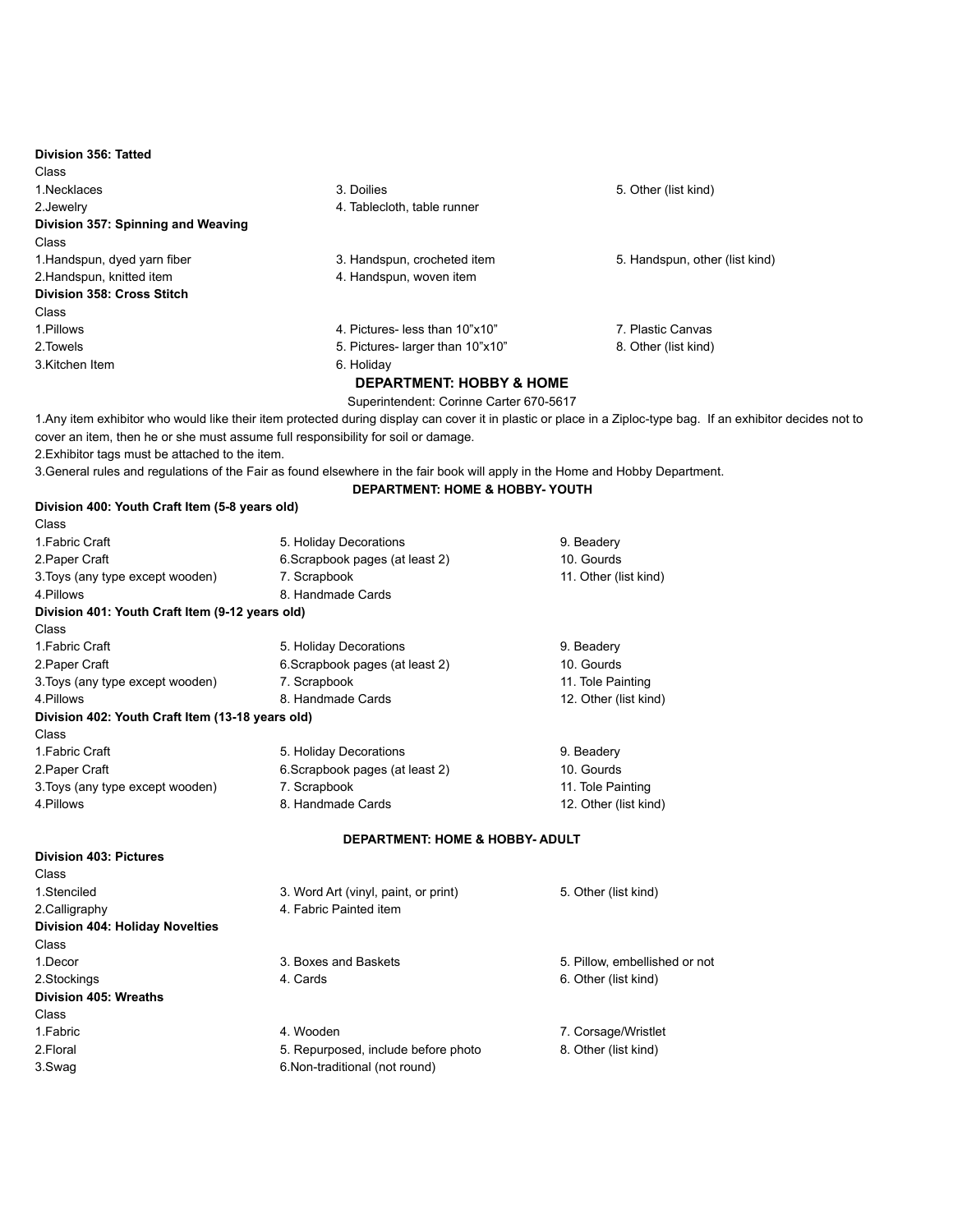**Division 356: Tatted**

Class

1. Necklaces
2. Jewelry
3. Doilies
4. Tablecloth, table runner
5. Other (list kind)

**Division 357: Spinning and Weaving**

Class

1. Handspun, dyed yarn fiber
2. Handspun, knitted item
3. Handspun, crocheted item
4. Handspun, woven item
5. Handspun, other (list kind)

**Division 358: Cross Stitch**

Class

1. Pillows
2. Towels
3. Kitchen Item
4. Pictures- less than 10"x10"
5. Pictures- larger than 10"x10"
6. Holiday
7. Plastic Canvas
8. Other (list kind)

## DEPARTMENT: HOBBY & HOME

Superintendent: Corinne Carter 670-5617

1. Any item exhibitor who would like their item protected during display can cover it in plastic or place in a Ziploc-type bag. If an exhibitor decides not to cover an item, then he or she must assume full responsibility for soil or damage.
2. Exhibitor tags must be attached to the item.
3. General rules and regulations of the Fair as found elsewhere in the fair book will apply in the Home and Hobby Department.

## DEPARTMENT: HOME & HOBBY- YOUTH

**Division 400: Youth Craft Item (5-8 years old)**

Class

1. Fabric Craft
2. Paper Craft
3. Toys (any type except wooden)
4. Pillows
5. Holiday Decorations
6. Scrapbook pages (at least 2)
7. Scrapbook
8. Handmade Cards
9. Beadery
10. Gourds
11. Other (list kind)

**Division 401: Youth Craft Item (9-12 years old)**

Class

1. Fabric Craft
2. Paper Craft
3. Toys (any type except wooden)
4. Pillows
5. Holiday Decorations
6. Scrapbook pages (at least 2)
7. Scrapbook
8. Handmade Cards
9. Beadery
10. Gourds
11. Tole Painting
12. Other (list kind)

**Division 402: Youth Craft Item (13-18 years old)**

Class

1. Fabric Craft
2. Paper Craft
3. Toys (any type except wooden)
4. Pillows
5. Holiday Decorations
6. Scrapbook pages (at least 2)
7. Scrapbook
8. Handmade Cards
9. Beadery
10. Gourds
11. Tole Painting
12. Other (list kind)

## DEPARTMENT: HOME & HOBBY- ADULT

**Division 403: Pictures**

Class

1. Stenciled
2. Calligraphy
3. Word Art (vinyl, paint, or print)
4. Fabric Painted item
5. Other (list kind)

**Division 404: Holiday Novelties**

Class

1. Decor
2. Stockings
3. Boxes and Baskets
4. Cards
5. Pillow, embellished or not
6. Other (list kind)

**Division 405: Wreaths**

Class

1. Fabric
2. Floral
3. Swag
4. Wooden
5. Repurposed, include before photo
6. Non-traditional (not round)
7. Corsage/Wristlet
8. Other (list kind)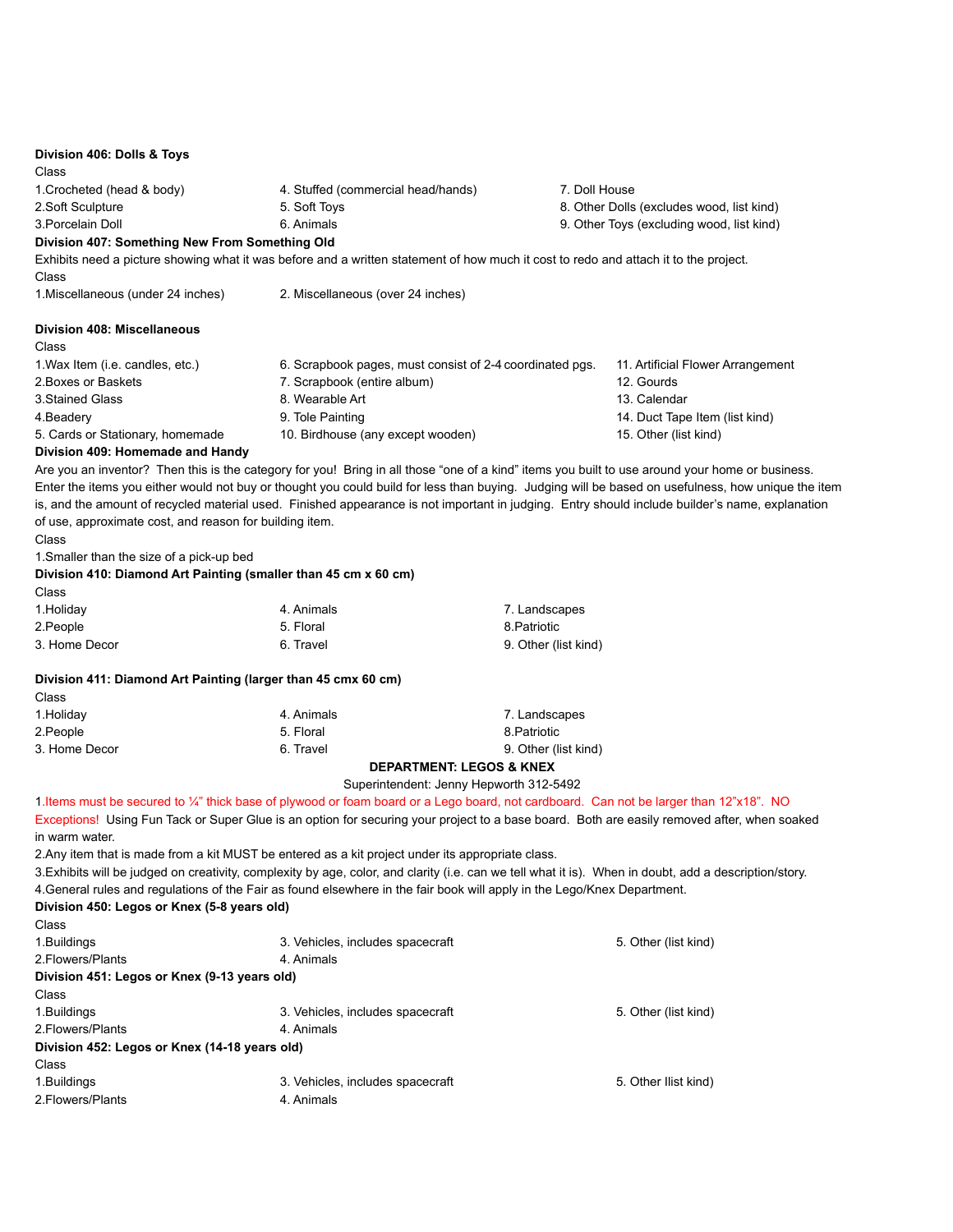**Division 406: Dolls & Toys**

Class

1.Crocheted (head & body)
2.Soft Sculpture
3.Porcelain Doll
4. Stuffed (commercial head/hands)
5. Soft Toys
6. Animals
7. Doll House
8. Other Dolls (excludes wood, list kind)
9. Other Toys (excluding wood, list kind)

**Division 407: Something New From Something Old**

Exhibits need a picture showing what it was before and a written statement of how much it cost to redo and attach it to the project.

Class

1.Miscellaneous (under 24 inches)
2. Miscellaneous (over 24 inches)

**Division 408: Miscellaneous**

Class

1.Wax Item (i.e. candles, etc.)
2.Boxes or Baskets
3.Stained Glass
4.Beadery
5. Cards or Stationary, homemade
6. Scrapbook pages, must consist of 2-4 coordinated pgs.
7. Scrapbook (entire album)
8. Wearable Art
9. Tole Painting
10. Birdhouse (any except wooden)
11. Artificial Flower Arrangement
12. Gourds
13. Calendar
14. Duct Tape Item (list kind)
15. Other (list kind)

**Division 409: Homemade and Handy**

Are you an inventor? Then this is the category for you! Bring in all those "one of a kind" items you built to use around your home or business. Enter the items you either would not buy or thought you could build for less than buying. Judging will be based on usefulness, how unique the item is, and the amount of recycled material used. Finished appearance is not important in judging. Entry should include builder's name, explanation of use, approximate cost, and reason for building item.

Class

1.Smaller than the size of a pick-up bed

**Division 410: Diamond Art Painting (smaller than 45 cm x 60 cm)**

Class

1.Holiday
2.People
3. Home Decor
4. Animals
5. Floral
6. Travel
7. Landscapes
8.Patriotic
9. Other (list kind)

**Division 411: Diamond Art Painting (larger than 45 cmx 60 cm)**

Class

1.Holiday
2.People
3. Home Decor
4. Animals
5. Floral
6. Travel
7. Landscapes
8.Patriotic
9. Other (list kind)

## DEPARTMENT: LEGOS & KNEX

Superintendent: Jenny Hepworth 312-5492

1.Items must be secured to ¼" thick base of plywood or foam board or a Lego board, not cardboard. Can not be larger than 12"x18". NO Exceptions! Using Fun Tack or Super Glue is an option for securing your project to a base board. Both are easily removed after, when soaked in warm water.

2.Any item that is made from a kit MUST be entered as a kit project under its appropriate class.

3.Exhibits will be judged on creativity, complexity by age, color, and clarity (i.e. can we tell what it is). When in doubt, add a description/story.

4.General rules and regulations of the Fair as found elsewhere in the fair book will apply in the Lego/Knex Department.

**Division 450: Legos or Knex (5-8 years old)**

Class

1.Buildings
2.Flowers/Plants
3. Vehicles, includes spacecraft
4. Animals
5. Other (list kind)

**Division 451: Legos or Knex (9-13 years old)**

Class

1.Buildings
2.Flowers/Plants
3. Vehicles, includes spacecraft
4. Animals
5. Other (list kind)

**Division 452: Legos or Knex (14-18 years old)**

Class

1.Buildings
2.Flowers/Plants
3. Vehicles, includes spacecraft
4. Animals
5. Other llist kind)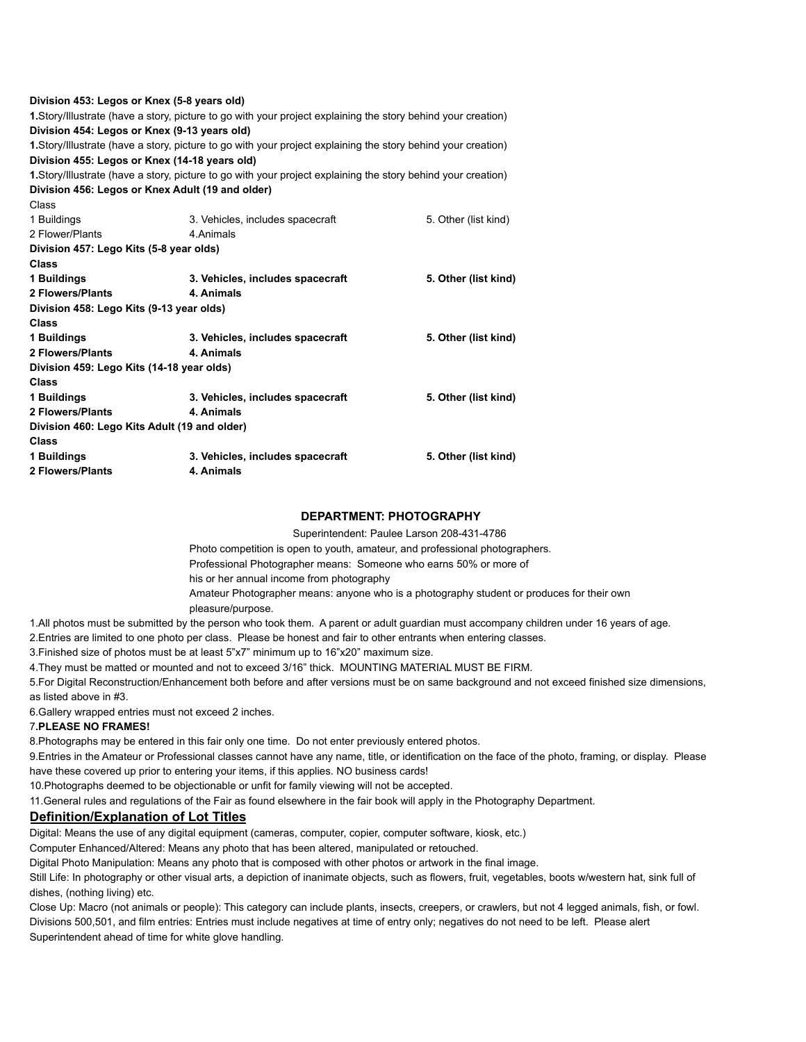**Division 453: Legos or Knex (5-8 years old)**

**1.**Story/Illustrate (have a story, picture to go with your project explaining the story behind your creation)

**Division 454: Legos or Knex (9-13 years old)**

**1.**Story/Illustrate (have a story, picture to go with your project explaining the story behind your creation)

**Division 455: Legos or Knex (14-18 years old)**

**1.**Story/Illustrate (have a story, picture to go with your project explaining the story behind your creation)

**Division 456: Legos or Knex Adult (19 and older)**

Class

| | | |
|---|---|---|
| 1 Buildings | 3. Vehicles, includes spacecraft | 5. Other (list kind) |
| 2 Flower/Plants | 4.Animals | |

**Division 457: Lego Kits (5-8 year olds)**

**Class**

| | | |
|---|---|---|
| **1 Buildings** | **3. Vehicles, includes spacecraft** | **5. Other (list kind)** |
| **2 Flowers/Plants** | **4. Animals** | |

**Division 458: Lego Kits (9-13 year olds)**

**Class**

| | | |
|---|---|---|
| **1 Buildings** | **3. Vehicles, includes spacecraft** | **5. Other (list kind)** |
| **2 Flowers/Plants** | **4. Animals** | |

**Division 459: Lego Kits (14-18 year olds)**

**Class**

| | | |
|---|---|---|
| **1 Buildings** | **3. Vehicles, includes spacecraft** | **5. Other (list kind)** |
| **2 Flowers/Plants** | **4. Animals** | |

**Division 460: Lego Kits Adult (19 and older)**

**Class**

| | | |
|---|---|---|
| **1 Buildings** | **3. Vehicles, includes spacecraft** | **5. Other (list kind)** |
| **2 Flowers/Plants** | **4. Animals** | |

## DEPARTMENT: PHOTOGRAPHY

Superintendent: Paulee Larson 208-431-4786

Photo competition is open to youth, amateur, and professional photographers.

Professional Photographer means: Someone who earns 50% or more of his or her annual income from photography

Amateur Photographer means: anyone who is a photography student or produces for their own pleasure/purpose.

1.All photos must be submitted by the person who took them. A parent or adult guardian must accompany children under 16 years of age.

2.Entries are limited to one photo per class. Please be honest and fair to other entrants when entering classes.

3.Finished size of photos must be at least 5"x7" minimum up to 16"x20" maximum size.

4.They must be matted or mounted and not to exceed 3/16" thick. MOUNTING MATERIAL MUST BE FIRM.

5.For Digital Reconstruction/Enhancement both before and after versions must be on same background and not exceed finished size dimensions, as listed above in #3.

6.Gallery wrapped entries must not exceed 2 inches.

7.**PLEASE NO FRAMES!**

8.Photographs may be entered in this fair only one time. Do not enter previously entered photos.

9.Entries in the Amateur or Professional classes cannot have any name, title, or identification on the face of the photo, framing, or display. Please have these covered up prior to entering your items, if this applies. NO business cards!

10.Photographs deemed to be objectionable or unfit for family viewing will not be accepted.

11.General rules and regulations of the Fair as found elsewhere in the fair book will apply in the Photography Department.

### Definition/Explanation of Lot Titles

Digital: Means the use of any digital equipment (cameras, computer, copier, computer software, kiosk, etc.)

Computer Enhanced/Altered: Means any photo that has been altered, manipulated or retouched.

Digital Photo Manipulation: Means any photo that is composed with other photos or artwork in the final image.

Still Life: In photography or other visual arts, a depiction of inanimate objects, such as flowers, fruit, vegetables, boots w/western hat, sink full of dishes, (nothing living) etc.

Close Up: Macro (not animals or people): This category can include plants, insects, creepers, or crawlers, but not 4 legged animals, fish, or fowl.

Divisions 500,501, and film entries: Entries must include negatives at time of entry only; negatives do not need to be left. Please alert Superintendent ahead of time for white glove handling.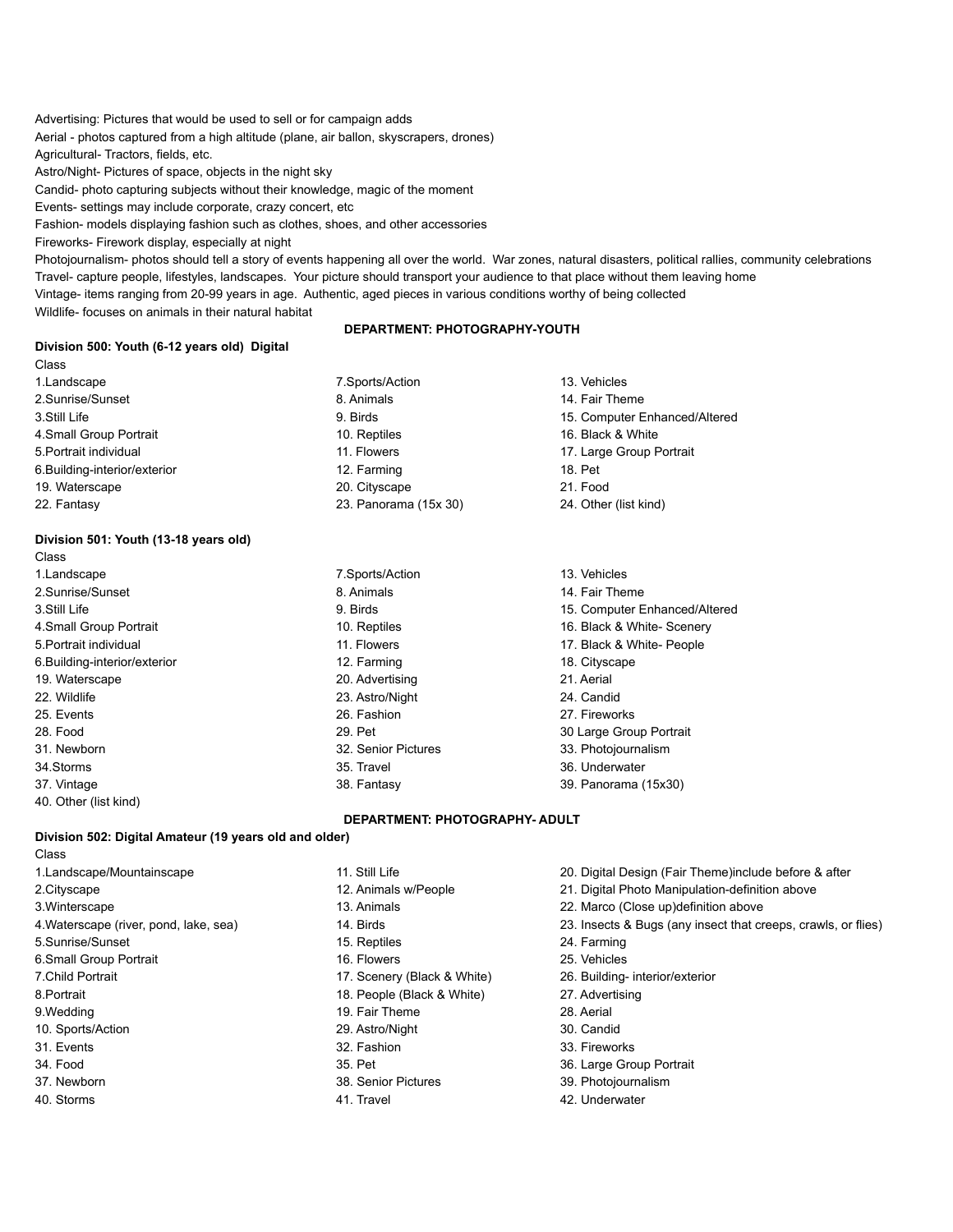Advertising: Pictures that would be used to sell or for campaign adds
Aerial - photos captured from a high altitude (plane, air ballon, skyscrapers, drones)
Agricultural- Tractors, fields, etc.
Astro/Night- Pictures of space, objects in the night sky
Candid- photo capturing subjects without their knowledge, magic of the moment
Events- settings may include corporate, crazy concert, etc
Fashion- models displaying fashion such as clothes, shoes, and other accessories
Fireworks- Firework display, especially at night
Photojournalism- photos should tell a story of events happening all over the world. War zones, natural disasters, political rallies, community celebrations
Travel- capture people, lifestyles, landscapes. Your picture should transport your audience to that place without them leaving home
Vintage- items ranging from 20-99 years in age. Authentic, aged pieces in various conditions worthy of being collected
Wildlife- focuses on animals in their natural habitat

## DEPARTMENT: PHOTOGRAPHY-YOUTH

**Division 500: Youth (6-12 years old) Digital**

Class

1. Landscape
2. Sunrise/Sunset
3. Still Life
4. Small Group Portrait
5. Portrait individual
6. Building-interior/exterior
7. Sports/Action
8. Animals
9. Birds
10. Reptiles
11. Flowers
12. Farming
13. Vehicles
14. Fair Theme
15. Computer Enhanced/Altered
16. Black & White
17. Large Group Portrait
18. Pet
19. Waterscape
20. Cityscape
21. Food
22. Fantasy
23. Panorama (15x 30)
24. Other (list kind)

**Division 501: Youth (13-18 years old)**

Class

1. Landscape
2. Sunrise/Sunset
3. Still Life
4. Small Group Portrait
5. Portrait individual
6. Building-interior/exterior
7. Sports/Action
8. Animals
9. Birds
10. Reptiles
11. Flowers
12. Farming
13. Vehicles
14. Fair Theme
15. Computer Enhanced/Altered
16. Black & White- Scenery
17. Black & White- People
18. Cityscape
19. Waterscape
20. Advertising
21. Aerial
22. Wildlife
23. Astro/Night
24. Candid
25. Events
26. Fashion
27. Fireworks
28. Food
29. Pet
30. Large Group Portrait
31. Newborn
32. Senior Pictures
33. Photojournalism
34. Storms
35. Travel
36. Underwater
37. Vintage
38. Fantasy
39. Panorama (15x30)
40. Other (list kind)

## DEPARTMENT: PHOTOGRAPHY- ADULT

**Division 502: Digital Amateur (19 years old and older)**

Class

1. Landscape/Mountainscape
2. Cityscape
3. Winterscape
4. Waterscape (river, pond, lake, sea)
5. Sunrise/Sunset
6. Small Group Portrait
7. Child Portrait
8. Portrait
9. Wedding
10. Sports/Action
11. Still Life
12. Animals w/People
13. Animals
14. Birds
15. Reptiles
16. Flowers
17. Scenery (Black & White)
18. People (Black & White)
19. Fair Theme
20. Digital Design (Fair Theme)include before & after
21. Digital Photo Manipulation-definition above
22. Marco (Close up)definition above
23. Insects & Bugs (any insect that creeps, crawls, or flies)
24. Farming
25. Vehicles
26. Building- interior/exterior
27. Advertising
28. Aerial
29. Astro/Night
30. Candid
31. Events
32. Fashion
33. Fireworks
34. Food
35. Pet
36. Large Group Portrait
37. Newborn
38. Senior Pictures
39. Photojournalism
40. Storms
41. Travel
42. Underwater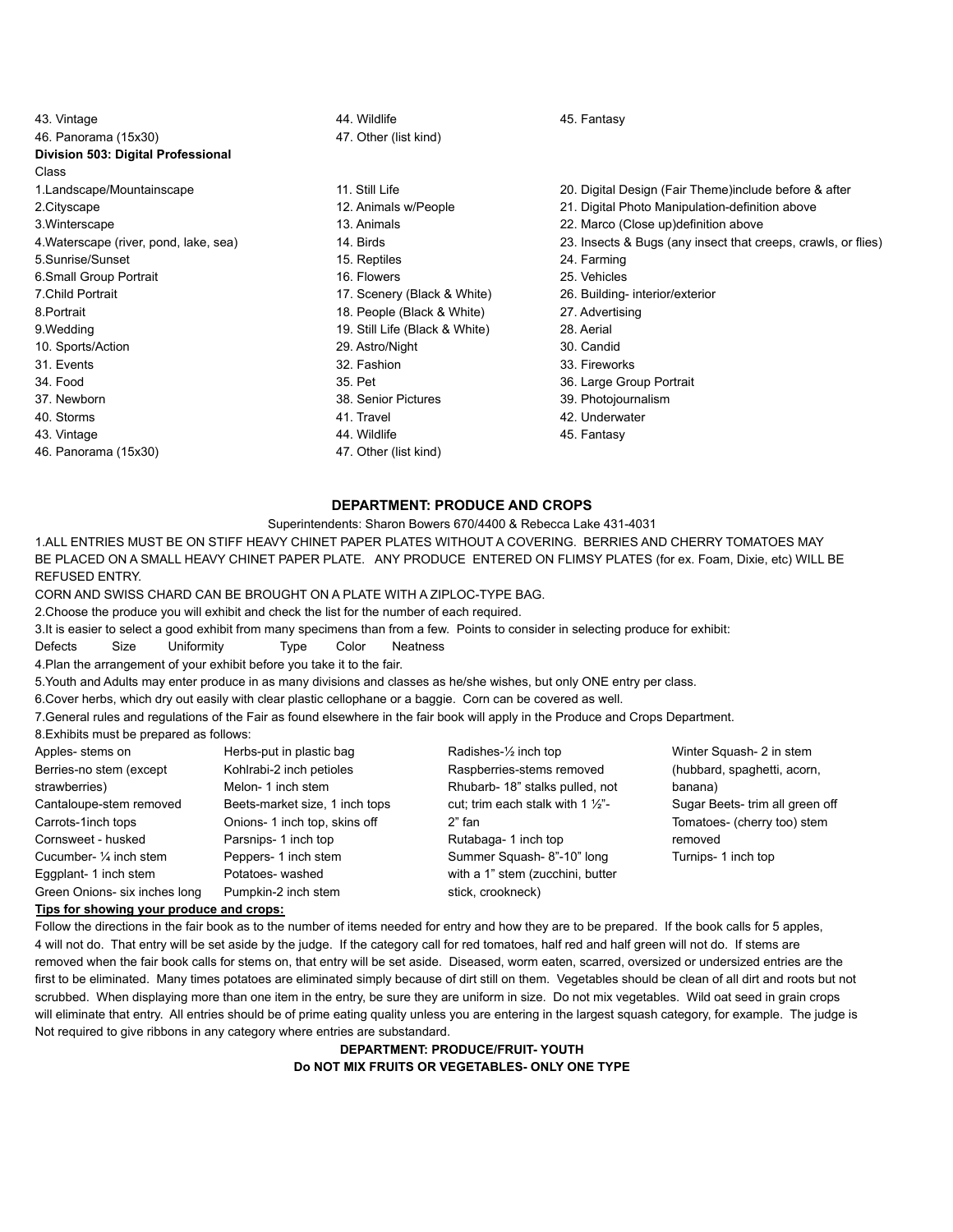43. Vintage
44. Wildlife
45. Fantasy
46. Panorama (15x30)
47. Other (list kind)

**Division 503: Digital Professional**

Class

1. Landscape/Mountainscape
2. Cityscape
3. Winterscape
4. Waterscape (river, pond, lake, sea)
5. Sunrise/Sunset
6. Small Group Portrait
7. Child Portrait
8. Portrait
9. Wedding
10. Sports/Action
11. Still Life
12. Animals w/People
13. Animals
14. Birds
15. Reptiles
16. Flowers
17. Scenery (Black & White)
18. People (Black & White)
19. Still Life (Black & White)
20. Digital Design (Fair Theme)include before & after
21. Digital Photo Manipulation-definition above
22. Marco (Close up)definition above
23. Insects & Bugs (any insect that creeps, crawls, or flies)
24. Farming
25. Vehicles
26. Building- interior/exterior
27. Advertising
28. Aerial
29. Astro/Night
30. Candid
31. Events
32. Fashion
33. Fireworks
34. Food
35. Pet
36. Large Group Portrait
37. Newborn
38. Senior Pictures
39. Photojournalism
40. Storms
41. Travel
42. Underwater
43. Vintage
44. Wildlife
45. Fantasy
46. Panorama (15x30)
47. Other (list kind)

## DEPARTMENT: PRODUCE AND CROPS

Superintendents: Sharon Bowers 670/4400 & Rebecca Lake 431-4031

1.ALL ENTRIES MUST BE ON STIFF HEAVY CHINET PAPER PLATES WITHOUT A COVERING. BERRIES AND CHERRY TOMATOES MAY BE PLACED ON A SMALL HEAVY CHINET PAPER PLATE. ANY PRODUCE ENTERED ON FLIMSY PLATES (for ex. Foam, Dixie, etc) WILL BE REFUSED ENTRY.

CORN AND SWISS CHARD CAN BE BROUGHT ON A PLATE WITH A ZIPLOC-TYPE BAG.

2.Choose the produce you will exhibit and check the list for the number of each required.

3.It is easier to select a good exhibit from many specimens than from a few. Points to consider in selecting produce for exhibit:

Defects Size Uniformity Type Color Neatness

4.Plan the arrangement of your exhibit before you take it to the fair.

5.Youth and Adults may enter produce in as many divisions and classes as he/she wishes, but only ONE entry per class.

6.Cover herbs, which dry out easily with clear plastic cellophane or a baggie. Corn can be covered as well.

7.General rules and regulations of the Fair as found elsewhere in the fair book will apply in the Produce and Crops Department.

8.Exhibits must be prepared as follows:

- Apples- stems on
- Berries-no stem (except strawberries)
- Cantaloupe-stem removed
- Carrots-1inch tops
- Cornsweet - husked
- Cucumber- ¼ inch stem
- Eggplant- 1 inch stem
- Green Onions- six inches long
- Herbs-put in plastic bag
- Kohlrabi-2 inch petioles
- Melon- 1 inch stem
- Beets-market size, 1 inch tops
- Onions- 1 inch top, skins off
- Parsnips- 1 inch top
- Peppers- 1 inch stem
- Potatoes- washed
- Pumpkin-2 inch stem
- Radishes-½ inch top
- Raspberries-stems removed
- Rhubarb- 18" stalks pulled, not cut; trim each stalk with 1 ½"-2" fan
- Rutabaga- 1 inch top
- Summer Squash- 8"-10" long with a 1" stem (zucchini, butter stick, crookneck)
- Winter Squash- 2 in stem (hubbard, spaghetti, acorn, banana)
- Sugar Beets- trim all green off
- Tomatoes- (cherry too) stem removed
- Turnips- 1 inch top

**Tips for showing your produce and crops:**

Follow the directions in the fair book as to the number of items needed for entry and how they are to be prepared. If the book calls for 5 apples, 4 will not do. That entry will be set aside by the judge. If the category call for red tomatoes, half red and half green will not do. If stems are removed when the fair book calls for stems on, that entry will be set aside. Diseased, worm eaten, scarred, oversized or undersized entries are the first to be eliminated. Many times potatoes are eliminated simply because of dirt still on them. Vegetables should be clean of all dirt and roots but not scrubbed. When displaying more than one item in the entry, be sure they are uniform in size. Do not mix vegetables. Wild oat seed in grain crops will eliminate that entry. All entries should be of prime eating quality unless you are entering in the largest squash category, for example. The judge is Not required to give ribbons in any category where entries are substandard.

## DEPARTMENT: PRODUCE/FRUIT- YOUTH

**Do NOT MIX FRUITS OR VEGETABLES- ONLY ONE TYPE**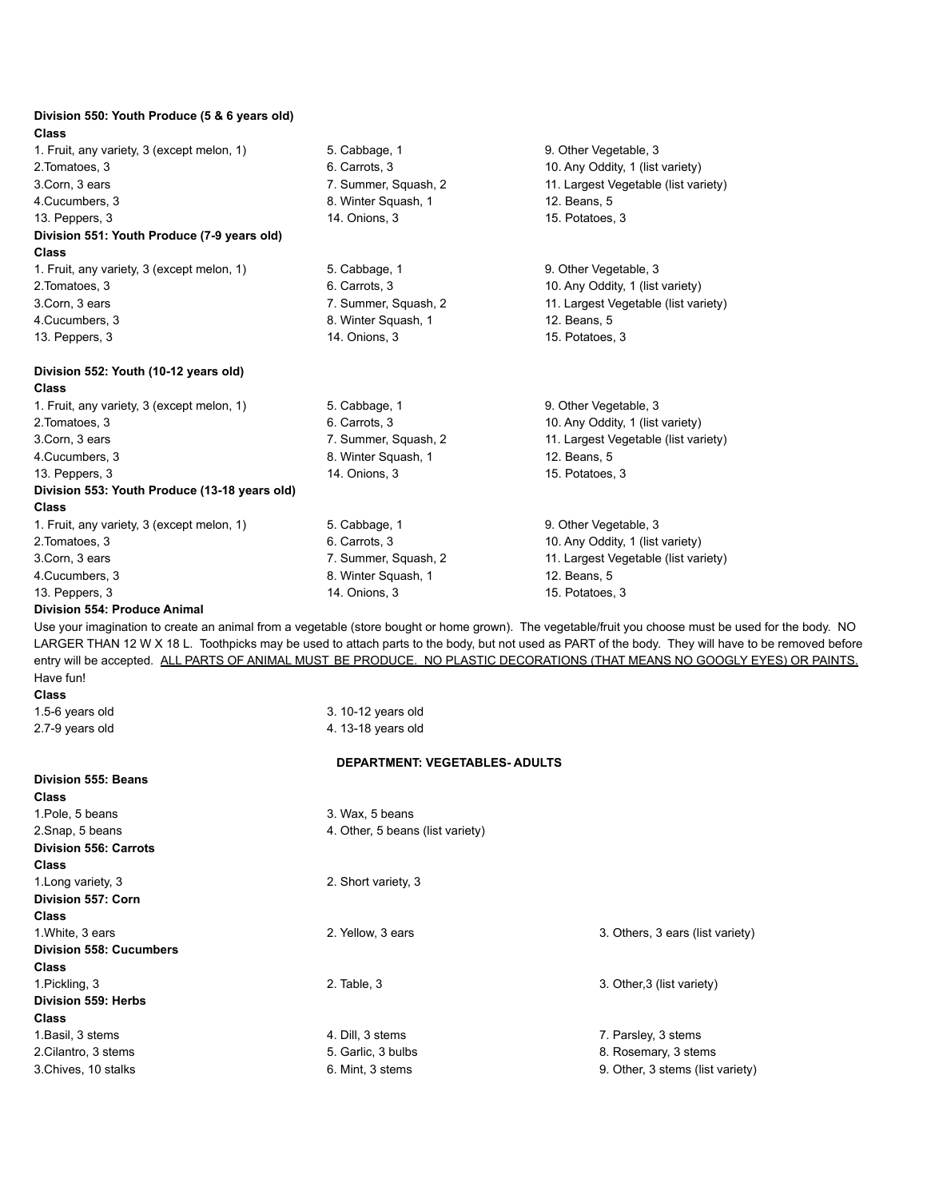**Division 550: Youth Produce (5 & 6 years old)**

**Class**

1. Fruit, any variety, 3 (except melon, 1)
2. Tomatoes, 3
3. Corn, 3 ears
4. Cucumbers, 3
5. Cabbage, 1
6. Carrots, 3
7. Summer, Squash, 2
8. Winter Squash, 1
9. Other Vegetable, 3
10. Any Oddity, 1 (list variety)
11. Largest Vegetable (list variety)
12. Beans, 5
13. Peppers, 3
14. Onions, 3
15. Potatoes, 3

**Division 551: Youth Produce (7-9 years old)**

**Class**

1. Fruit, any variety, 3 (except melon, 1)
2. Tomatoes, 3
3. Corn, 3 ears
4. Cucumbers, 3
5. Cabbage, 1
6. Carrots, 3
7. Summer, Squash, 2
8. Winter Squash, 1
9. Other Vegetable, 3
10. Any Oddity, 1 (list variety)
11. Largest Vegetable (list variety)
12. Beans, 5
13. Peppers, 3
14. Onions, 3
15. Potatoes, 3

**Division 552: Youth (10-12 years old)**

**Class**

1. Fruit, any variety, 3 (except melon, 1)
2. Tomatoes, 3
3. Corn, 3 ears
4. Cucumbers, 3
5. Cabbage, 1
6. Carrots, 3
7. Summer, Squash, 2
8. Winter Squash, 1
9. Other Vegetable, 3
10. Any Oddity, 1 (list variety)
11. Largest Vegetable (list variety)
12. Beans, 5
13. Peppers, 3
14. Onions, 3
15. Potatoes, 3

**Division 553: Youth Produce (13-18 years old)**

**Class**

1. Fruit, any variety, 3 (except melon, 1)
2. Tomatoes, 3
3. Corn, 3 ears
4. Cucumbers, 3
5. Cabbage, 1
6. Carrots, 3
7. Summer, Squash, 2
8. Winter Squash, 1
9. Other Vegetable, 3
10. Any Oddity, 1 (list variety)
11. Largest Vegetable (list variety)
12. Beans, 5
13. Peppers, 3
14. Onions, 3
15. Potatoes, 3

**Division 554: Produce Animal**

Use your imagination to create an animal from a vegetable (store bought or home grown). The vegetable/fruit you choose must be used for the body. NO LARGER THAN 12 W X 18 L. Toothpicks may be used to attach parts to the body, but not used as PART of the body. They will have to be removed before entry will be accepted. ALL PARTS OF ANIMAL MUST BE PRODUCE. NO PLASTIC DECORATIONS (THAT MEANS NO GOOGLY EYES) OR PAINTS. Have fun!

**Class**

1. 5-6 years old
2. 7-9 years old
3. 10-12 years old
4. 13-18 years old

## DEPARTMENT: VEGETABLES- ADULTS

**Division 555: Beans**

**Class**

1. Pole, 5 beans
2. Snap, 5 beans
3. Wax, 5 beans
4. Other, 5 beans (list variety)

**Division 556: Carrots**

**Class**

1. Long variety, 3
2. Short variety, 3

**Division 557: Corn**

**Class**

1. White, 3 ears
2. Yellow, 3 ears
3. Others, 3 ears (list variety)

**Division 558: Cucumbers**

**Class**

1. Pickling, 3
2. Table, 3
3. Other,3 (list variety)

**Division 559: Herbs**

**Class**

1. Basil, 3 stems
2. Cilantro, 3 stems
3. Chives, 10 stalks
4. Dill, 3 stems
5. Garlic, 3 bulbs
6. Mint, 3 stems
7. Parsley, 3 stems
8. Rosemary, 3 stems
9. Other, 3 stems (list variety)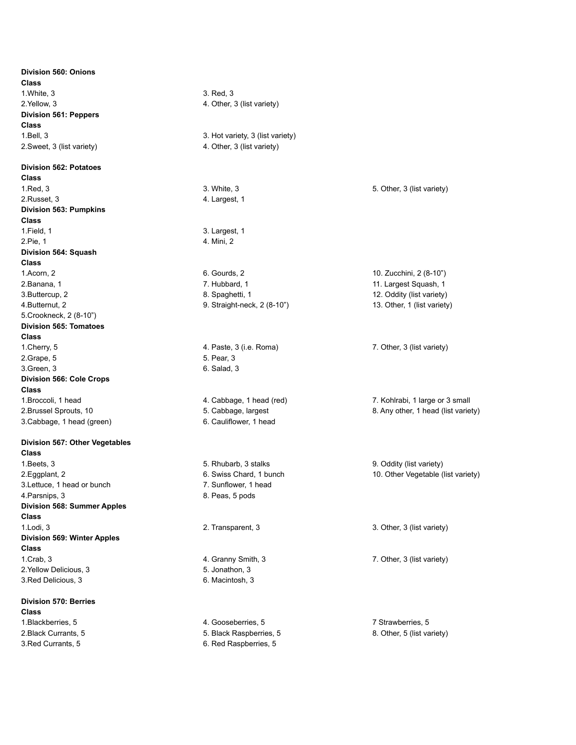**Division 560: Onions**

**Class**

1. White, 3
2. Yellow, 3
3. Red, 3
4. Other, 3 (list variety)

**Division 561: Peppers**

**Class**

1. Bell, 3
2. Sweet, 3 (list variety)
3. Hot variety, 3 (list variety)
4. Other, 3 (list variety)

**Division 562: Potatoes**

**Class**

1. Red, 3
2. Russet, 3
3. White, 3
4. Largest, 1
5. Other, 3 (list variety)

**Division 563: Pumpkins**

**Class**

1. Field, 1
2. Pie, 1
3. Largest, 1
4. Mini, 2

**Division 564: Squash**

**Class**

1. Acorn, 2
2. Banana, 1
3. Buttercup, 2
4. Butternut, 2
5. Crookneck, 2 (8-10")
6. Gourds, 2
7. Hubbard, 1
8. Spaghetti, 1
9. Straight-neck, 2 (8-10")
10. Zucchini, 2 (8-10")
11. Largest Squash, 1
12. Oddity (list variety)
13. Other, 1 (list variety)

**Division 565: Tomatoes**

**Class**

1. Cherry, 5
2. Grape, 5
3. Green, 3
4. Paste, 3 (i.e. Roma)
5. Pear, 3
6. Salad, 3
7. Other, 3 (list variety)

**Division 566: Cole Crops**

**Class**

1. Broccoli, 1 head
2. Brussel Sprouts, 10
3. Cabbage, 1 head (green)
4. Cabbage, 1 head (red)
5. Cabbage, largest
6. Cauliflower, 1 head
7. Kohlrabi, 1 large or 3 small
8. Any other, 1 head (list variety)

**Division 567: Other Vegetables**

**Class**

1. Beets, 3
2. Eggplant, 2
3. Lettuce, 1 head or bunch
4. Parsnips, 3
5. Rhubarb, 3 stalks
6. Swiss Chard, 1 bunch
7. Sunflower, 1 head
8. Peas, 5 pods
9. Oddity (list variety)
10. Other Vegetable (list variety)

**Division 568: Summer Apples**

**Class**

1. Lodi, 3
2. Transparent, 3
3. Other, 3 (list variety)

**Division 569: Winter Apples**

**Class**

1. Crab, 3
2. Yellow Delicious, 3
3. Red Delicious, 3
4. Granny Smith, 3
5. Jonathon, 3
6. Macintosh, 3
7. Other, 3 (list variety)

**Division 570: Berries**

**Class**

1. Blackberries, 5
2. Black Currants, 5
3. Red Currants, 5
4. Gooseberries, 5
5. Black Raspberries, 5
6. Red Raspberries, 5
7. Strawberries, 5
8. Other, 5 (list variety)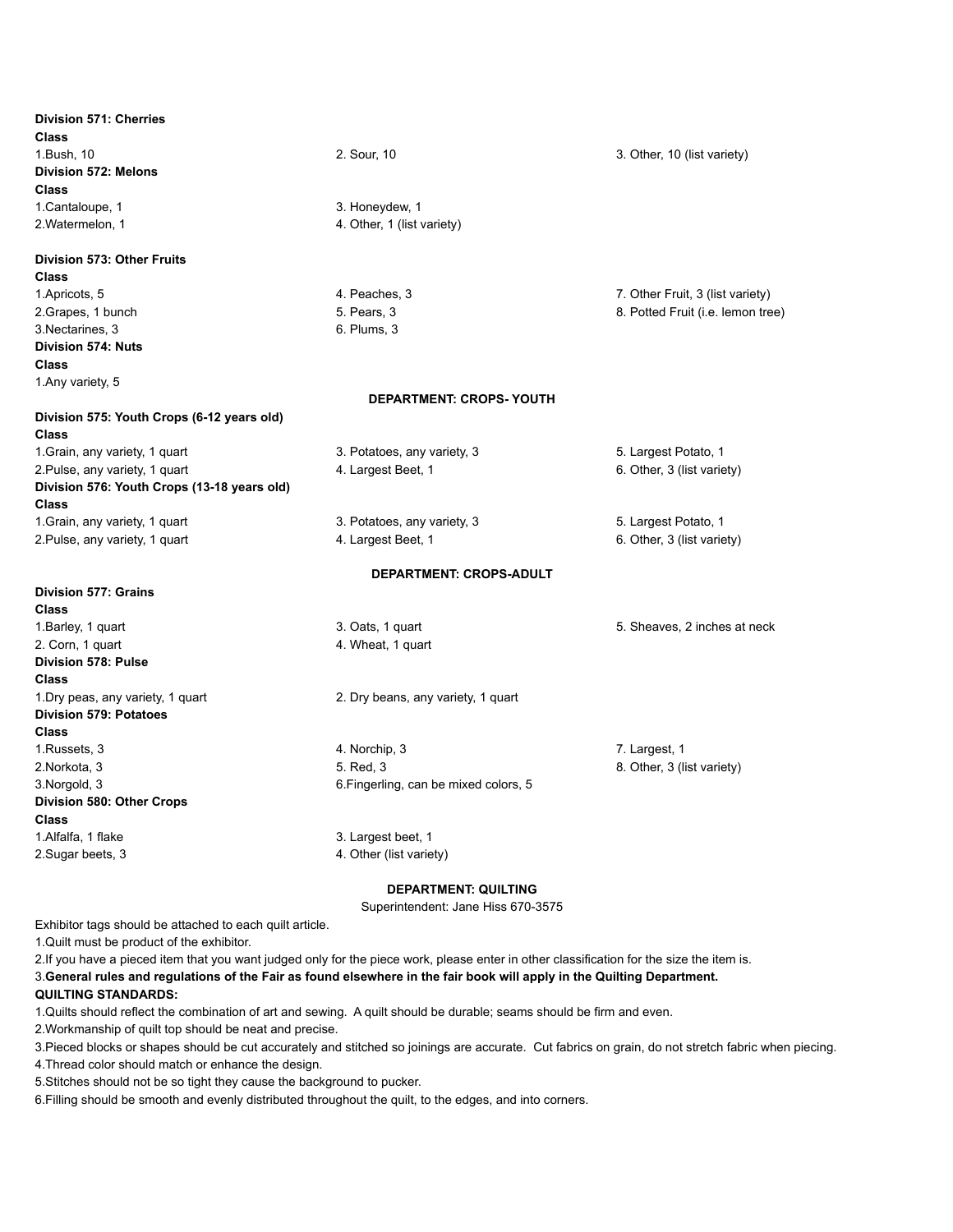**Division 571: Cherries**

**Class**

1. Bush, 10
2. Sour, 10
3. Other, 10 (list variety)

**Division 572: Melons**

**Class**

1. Cantaloupe, 1
2. Watermelon, 1
3. Honeydew, 1
4. Other, 1 (list variety)

**Division 573: Other Fruits**

**Class**

1. Apricots, 5
2. Grapes, 1 bunch
3. Nectarines, 3
4. Peaches, 3
5. Pears, 3
6. Plums, 3
7. Other Fruit, 3 (list variety)
8. Potted Fruit (i.e. lemon tree)

**Division 574: Nuts**

**Class**

1. Any variety, 5

## DEPARTMENT: CROPS- YOUTH

**Division 575: Youth Crops (6-12 years old)**

**Class**

1. Grain, any variety, 1 quart
2. Pulse, any variety, 1 quart
3. Potatoes, any variety, 3
4. Largest Beet, 1
5. Largest Potato, 1
6. Other, 3 (list variety)

**Division 576: Youth Crops (13-18 years old)**

**Class**

1. Grain, any variety, 1 quart
2. Pulse, any variety, 1 quart
3. Potatoes, any variety, 3
4. Largest Beet, 1
5. Largest Potato, 1
6. Other, 3 (list variety)

## DEPARTMENT: CROPS-ADULT

**Division 577: Grains**

**Class**

1. Barley, 1 quart
2. Corn, 1 quart
3. Oats, 1 quart
4. Wheat, 1 quart
5. Sheaves, 2 inches at neck

**Division 578: Pulse**

**Class**

1. Dry peas, any variety, 1 quart
2. Dry beans, any variety, 1 quart

**Division 579: Potatoes**

**Class**

1. Russets, 3
2. Norkota, 3
3. Norgold, 3
4. Norchip, 3
5. Red, 3
6. Fingerling, can be mixed colors, 5
7. Largest, 1
8. Other, 3 (list variety)

**Division 580: Other Crops**

**Class**

1. Alfalfa, 1 flake
2. Sugar beets, 3
3. Largest beet, 1
4. Other (list variety)

## DEPARTMENT: QUILTING

Superintendent: Jane Hiss 670-3575

Exhibitor tags should be attached to each quilt article.

1. Quilt must be product of the exhibitor.
2. If you have a pieced item that you want judged only for the piece work, please enter in other classification for the size the item is.
3. **General rules and regulations of the Fair as found elsewhere in the fair book will apply in the Quilting Department.**

**QUILTING STANDARDS:**

1. Quilts should reflect the combination of art and sewing. A quilt should be durable; seams should be firm and even.
2. Workmanship of quilt top should be neat and precise.
3. Pieced blocks or shapes should be cut accurately and stitched so joinings are accurate. Cut fabrics on grain, do not stretch fabric when piecing.
4. Thread color should match or enhance the design.
5. Stitches should not be so tight they cause the background to pucker.
6. Filling should be smooth and evenly distributed throughout the quilt, to the edges, and into corners.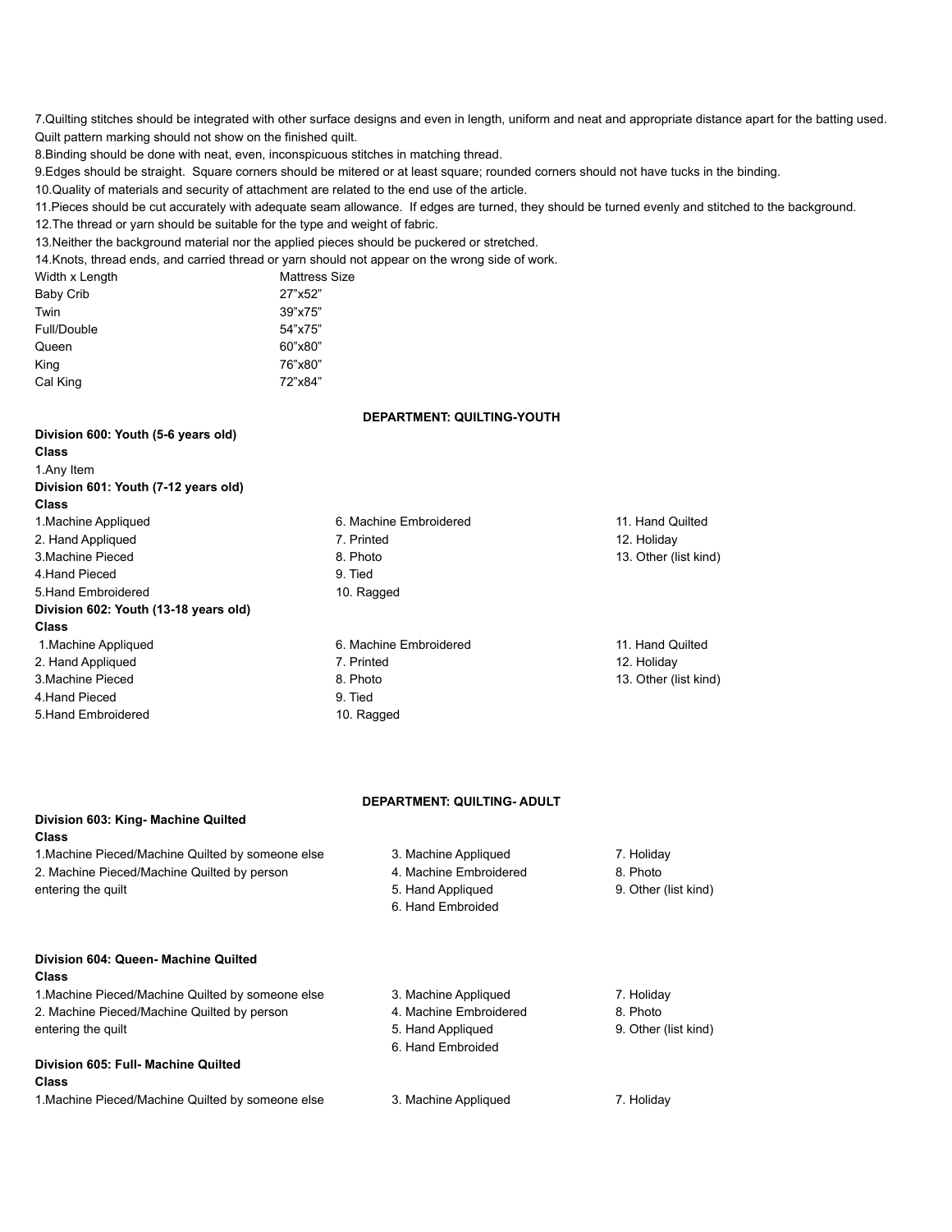7.Quilting stitches should be integrated with other surface designs and even in length, uniform and neat and appropriate distance apart for the batting used. Quilt pattern marking should not show on the finished quilt.

8.Binding should be done with neat, even, inconspicuous stitches in matching thread.

9.Edges should be straight. Square corners should be mitered or at least square; rounded corners should not have tucks in the binding.

10.Quality of materials and security of attachment are related to the end use of the article.

11.Pieces should be cut accurately with adequate seam allowance. If edges are turned, they should be turned evenly and stitched to the background.

12.The thread or yarn should be suitable for the type and weight of fabric.

13.Neither the background material nor the applied pieces should be puckered or stretched.

14.Knots, thread ends, and carried thread or yarn should not appear on the wrong side of work.

| Width x Length | Mattress Size |
| --- | --- |
| Baby Crib | 27"x52" |
| Twin | 39"x75" |
| Full/Double | 54"x75" |
| Queen | 60"x80" |
| King | 76"x80" |
| Cal King | 72"x84" |

## DEPARTMENT: QUILTING-YOUTH

**Division 600: Youth (5-6 years old)**

**Class**

1.Any Item

**Division 601: Youth (7-12 years old)**

**Class**

1.Machine Appliqued
2. Hand Appliqued
3.Machine Pieced
4.Hand Pieced
5.Hand Embroidered
6. Machine Embroidered
7. Printed
8. Photo
9. Tied
10. Ragged
11. Hand Quilted
12. Holiday
13. Other (list kind)

**Division 602: Youth (13-18 years old)**

**Class**

1.Machine Appliqued
2. Hand Appliqued
3.Machine Pieced
4.Hand Pieced
5.Hand Embroidered
6. Machine Embroidered
7. Printed
8. Photo
9. Tied
10. Ragged
11. Hand Quilted
12. Holiday
13. Other (list kind)

## DEPARTMENT: QUILTING- ADULT

**Division 603: King- Machine Quilted**

**Class**

1.Machine Pieced/Machine Quilted by someone else
2. Machine Pieced/Machine Quilted by person entering the quilt
3. Machine Appliqued
4. Machine Embroidered
5. Hand Appliqued
6. Hand Embroided
7. Holiday
8. Photo
9. Other (list kind)

**Division 604: Queen- Machine Quilted**

**Class**

1.Machine Pieced/Machine Quilted by someone else
2. Machine Pieced/Machine Quilted by person entering the quilt
3. Machine Appliqued
4. Machine Embroidered
5. Hand Appliqued
6. Hand Embroided
7. Holiday
8. Photo
9. Other (list kind)

**Division 605: Full- Machine Quilted**

**Class**

1.Machine Pieced/Machine Quilted by someone else
3. Machine Appliqued
7. Holiday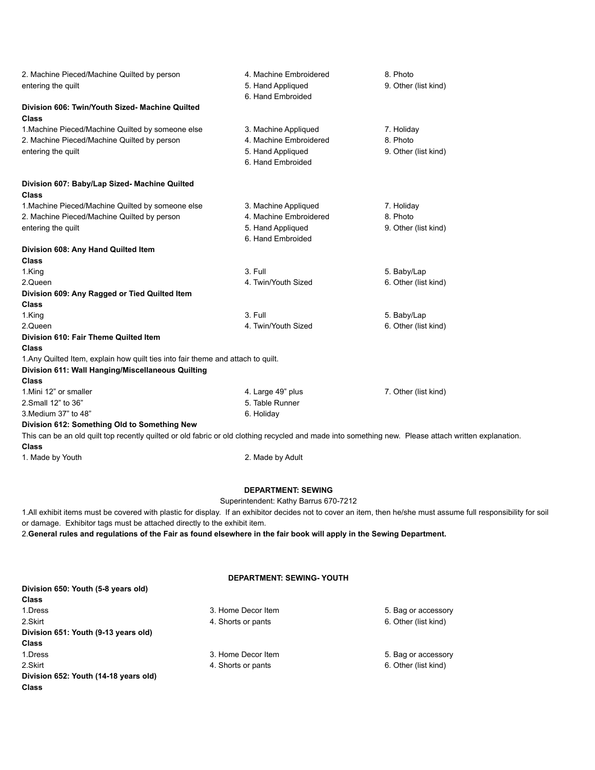2. Machine Pieced/Machine Quilted by person entering the quilt
4. Machine Embroidered
5. Hand Appliqued
6. Hand Embroided
8. Photo
9. Other (list kind)

**Division 606: Twin/Youth Sized- Machine Quilted**

**Class**

1. Machine Pieced/Machine Quilted by someone else
2. Machine Pieced/Machine Quilted by person entering the quilt
3. Machine Appliqued
4. Machine Embroidered
5. Hand Appliqued
6. Hand Embroided
7. Holiday
8. Photo
9. Other (list kind)

**Division 607: Baby/Lap Sized- Machine Quilted**

**Class**

1. Machine Pieced/Machine Quilted by someone else
2. Machine Pieced/Machine Quilted by person entering the quilt
3. Machine Appliqued
4. Machine Embroidered
5. Hand Appliqued
6. Hand Embroided
7. Holiday
8. Photo
9. Other (list kind)

**Division 608: Any Hand Quilted Item**

**Class**

1. King
2. Queen
3. Full
4. Twin/Youth Sized
5. Baby/Lap
6. Other (list kind)

**Division 609: Any Ragged or Tied Quilted Item**

**Class**

1. King
2. Queen
3. Full
4. Twin/Youth Sized
5. Baby/Lap
6. Other (list kind)

**Division 610: Fair Theme Quilted Item**

**Class**

1. Any Quilted Item, explain how quilt ties into fair theme and attach to quilt.

**Division 611: Wall Hanging/Miscellaneous Quilting**

**Class**

1. Mini 12" or smaller
2. Small 12" to 36"
3. Medium 37" to 48"
4. Large 49" plus
5. Table Runner
6. Holiday
7. Other (list kind)

**Division 612: Something Old to Something New**

This can be an old quilt top recently quilted or old fabric or old clothing recycled and made into something new. Please attach written explanation.

**Class**

1. Made by Youth
2. Made by Adult

## DEPARTMENT: SEWING

Superintendent: Kathy Barrus 670-7212

1. All exhibit items must be covered with plastic for display. If an exhibitor decides not to cover an item, then he/she must assume full responsibility for soil or damage. Exhibitor tags must be attached directly to the exhibit item.
2. **General rules and regulations of the Fair as found elsewhere in the fair book will apply in the Sewing Department.**

## DEPARTMENT: SEWING- YOUTH

**Division 650: Youth (5-8 years old)**

**Class**

1. Dress
2. Skirt
3. Home Decor Item
4. Shorts or pants
5. Bag or accessory
6. Other (list kind)

**Division 651: Youth (9-13 years old)**

**Class**

1. Dress
2. Skirt
3. Home Decor Item
4. Shorts or pants
5. Bag or accessory
6. Other (list kind)

**Division 652: Youth (14-18 years old)**

**Class**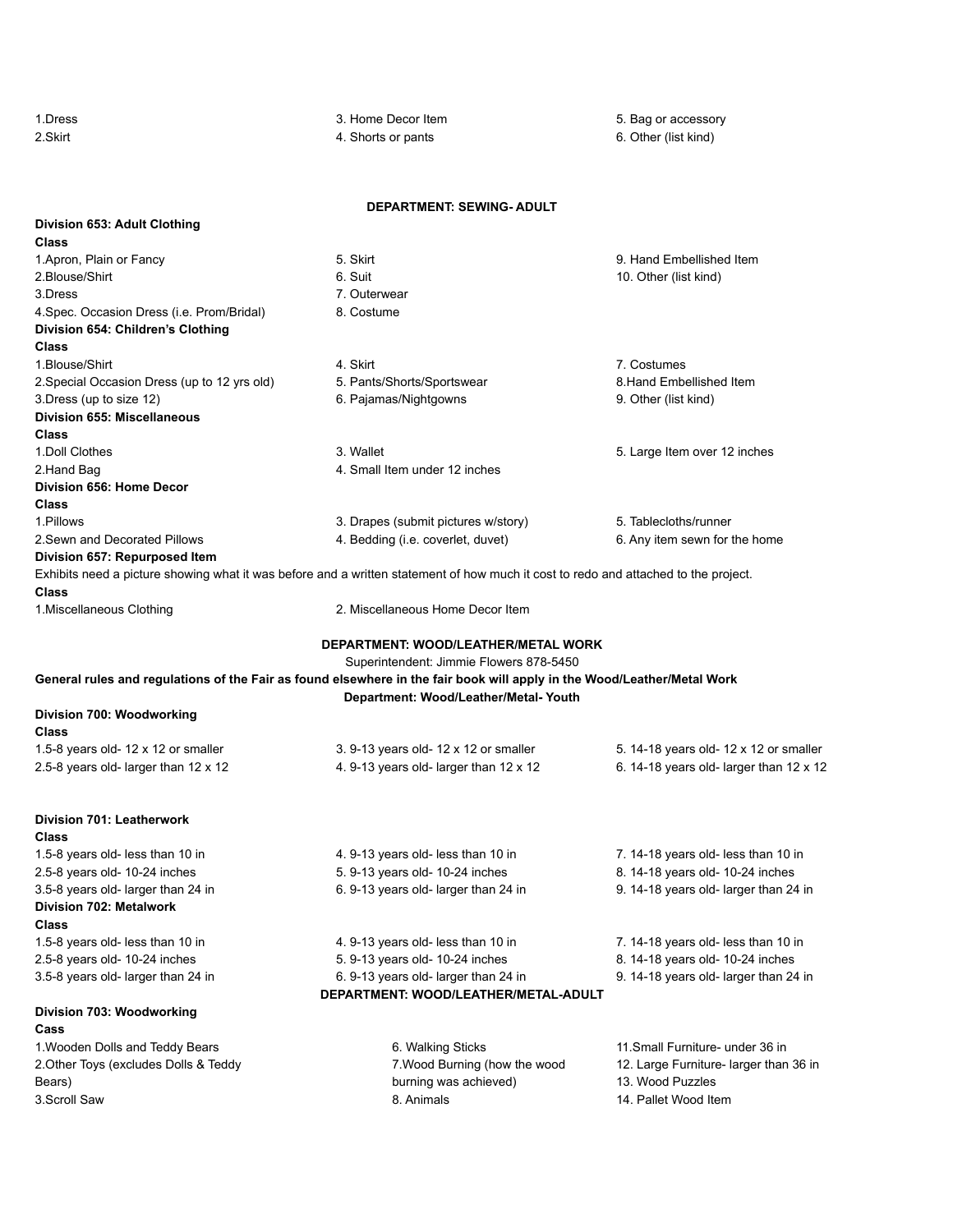1. Dress
2. Skirt
3. Home Decor Item
4. Shorts or pants
5. Bag or accessory
6. Other (list kind)

## DEPARTMENT: SEWING- ADULT

**Division 653: Adult Clothing**

**Class**

1. Apron, Plain or Fancy
2. Blouse/Shirt
3. Dress
4. Spec. Occasion Dress (i.e. Prom/Bridal)
5. Skirt
6. Suit
7. Outerwear
8. Costume
9. Hand Embellished Item
10. Other (list kind)

**Division 654: Children's Clothing**

**Class**

1. Blouse/Shirt
2. Special Occasion Dress (up to 12 yrs old)
3. Dress (up to size 12)
4. Skirt
5. Pants/Shorts/Sportswear
6. Pajamas/Nightgowns
7. Costumes
8. Hand Embellished Item
9. Other (list kind)

**Division 655: Miscellaneous**

**Class**

1. Doll Clothes
2. Hand Bag
3. Wallet
4. Small Item under 12 inches
5. Large Item over 12 inches

**Division 656: Home Decor**

**Class**

1. Pillows
2. Sewn and Decorated Pillows
3. Drapes (submit pictures w/story)
4. Bedding (i.e. coverlet, duvet)
5. Tablecloths/runner
6. Any item sewn for the home

**Division 657: Repurposed Item**

Exhibits need a picture showing what it was before and a written statement of how much it cost to redo and attached to the project.

**Class**

1. Miscellaneous Clothing
2. Miscellaneous Home Decor Item

## DEPARTMENT: WOOD/LEATHER/METAL WORK

Superintendent: Jimmie Flowers 878-5450

**General rules and regulations of the Fair as found elsewhere in the fair book will apply in the Wood/Leather/Metal Work**

**Department: Wood/Leather/Metal- Youth**

**Division 700: Woodworking**

**Class**

1. 5-8 years old- 12 x 12 or smaller
2. 5-8 years old- larger than 12 x 12
3. 9-13 years old- 12 x 12 or smaller
4. 9-13 years old- larger than 12 x 12
5. 14-18 years old- 12 x 12 or smaller
6. 14-18 years old- larger than 12 x 12

**Division 701: Leatherwork**

**Class**

1. 5-8 years old- less than 10 in
2. 5-8 years old- 10-24 inches
3. 5-8 years old- larger than 24 in
4. 9-13 years old- less than 10 in
5. 9-13 years old- 10-24 inches
6. 9-13 years old- larger than 24 in
7. 14-18 years old- less than 10 in
8. 14-18 years old- 10-24 inches
9. 14-18 years old- larger than 24 in

**Division 702: Metalwork**

**Class**

1. 5-8 years old- less than 10 in
2. 5-8 years old- 10-24 inches
3. 5-8 years old- larger than 24 in
4. 9-13 years old- less than 10 in
5. 9-13 years old- 10-24 inches
6. 9-13 years old- larger than 24 in
7. 14-18 years old- less than 10 in
8. 14-18 years old- 10-24 inches
9. 14-18 years old- larger than 24 in

## DEPARTMENT: WOOD/LEATHER/METAL-ADULT

**Division 703: Woodworking**

**Cass**

1. Wooden Dolls and Teddy Bears
2. Other Toys (excludes Dolls & Teddy Bears)
3. Scroll Saw
6. Walking Sticks
7. Wood Burning (how the wood burning was achieved)
8. Animals
11. Small Furniture- under 36 in
12. Large Furniture- larger than 36 in
13. Wood Puzzles
14. Pallet Wood Item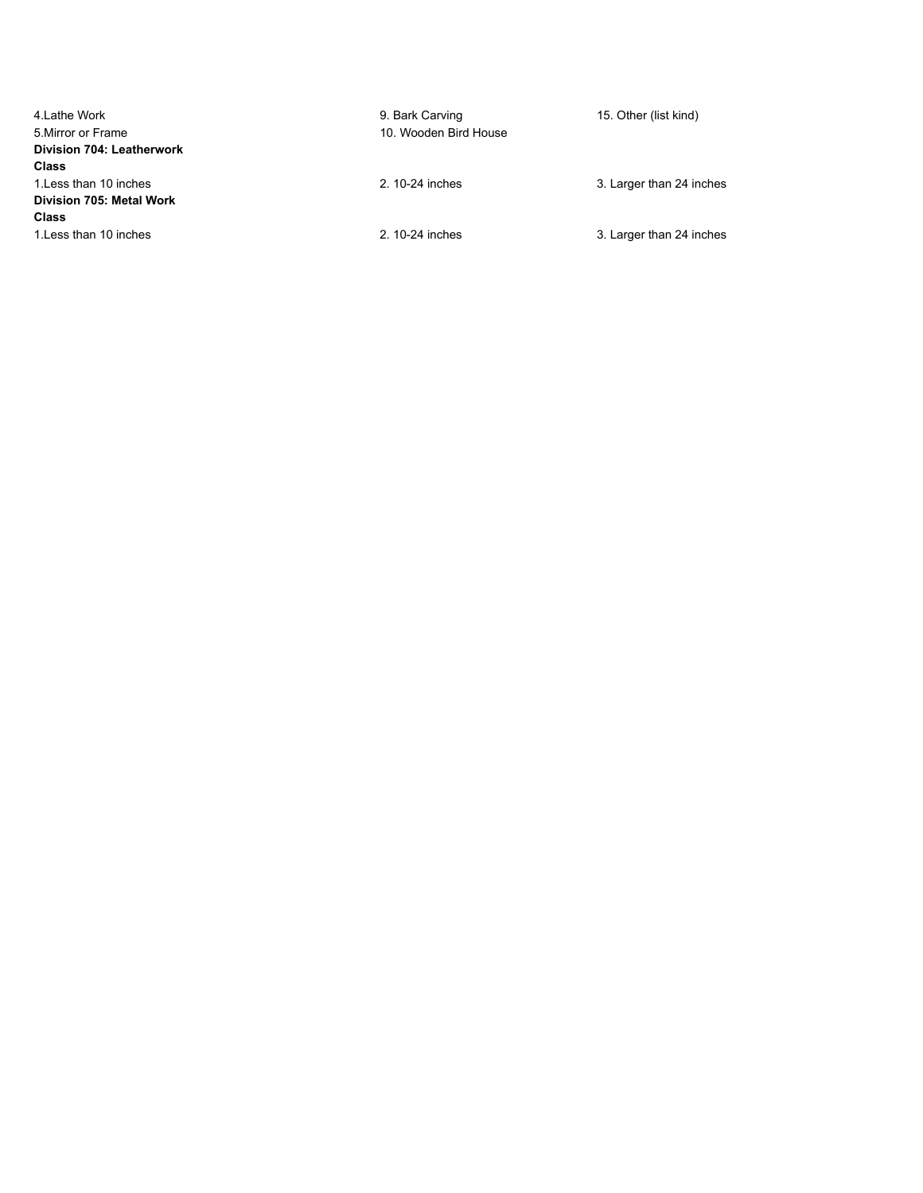4.Lathe Work
5.Mirror or Frame
9. Bark Carving
10. Wooden Bird House
15. Other (list kind)

**Division 704: Leatherwork**

**Class**

1.Less than 10 inches
2. 10-24 inches
3. Larger than 24 inches

**Division 705: Metal Work**

**Class**

1.Less than 10 inches
2. 10-24 inches
3. Larger than 24 inches